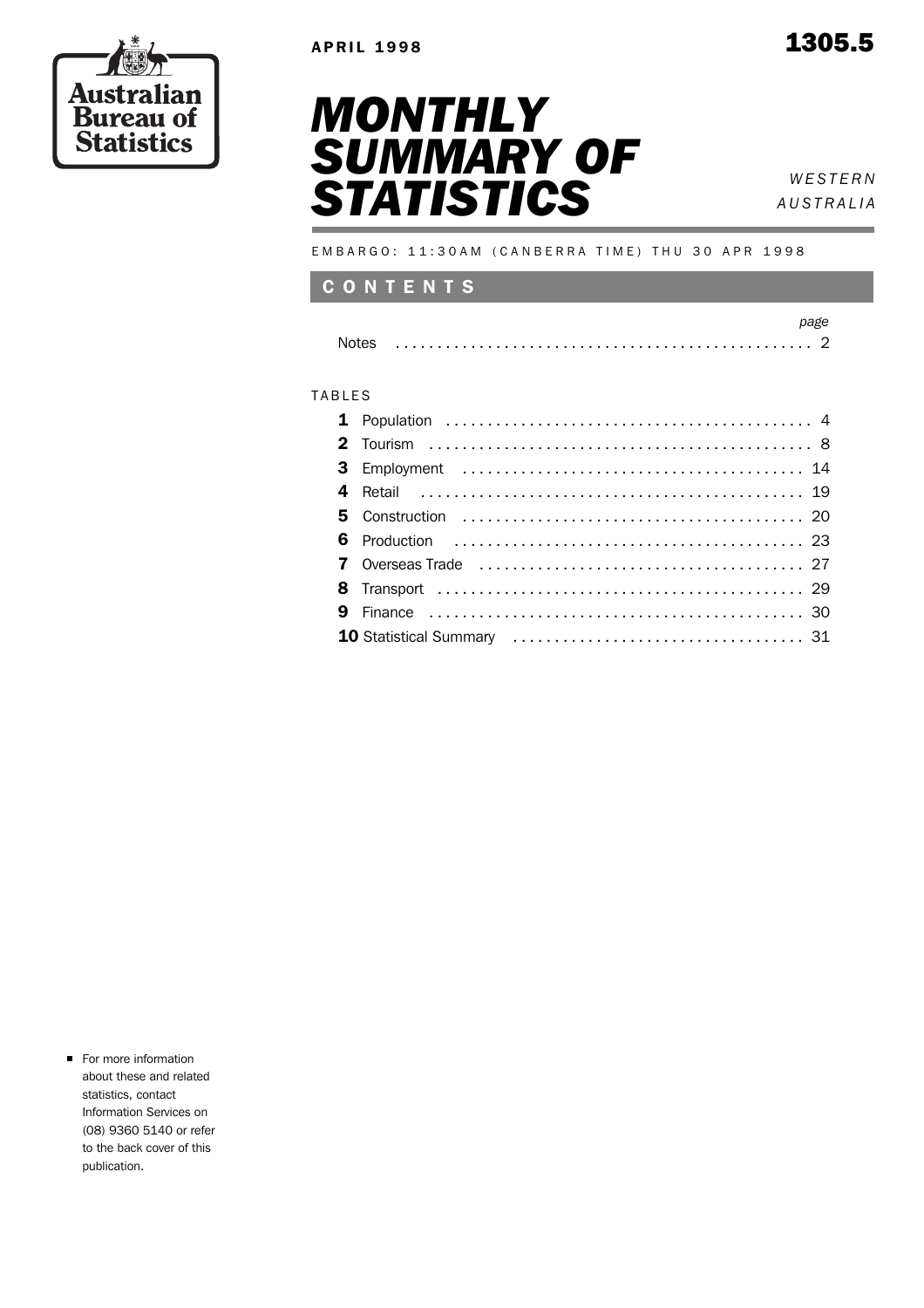Australian Bureau of Statistics

APRIL 1998

1305.5

# MONTHLY SUMMARY OF STATISTICS

*WESTERN AUSTRALIA*

EMBARGO: 11:30AM (CANBERRA TIME) THU 30 APR 1998

## CONTENTS

| | page |
|---|---|
| Notes | 2 |

TABLES

| | | page |
|---|---|---|
| **1** | Population | 4 |
| **2** | Tourism | 8 |
| **3** | Employment | 14 |
| **4** | Retail | 19 |
| **5** | Construction | 20 |
| **6** | Production | 23 |
| **7** | Overseas Trade | 27 |
| **8** | Transport | 29 |
| **9** | Finance | 30 |
| **10** | Statistical Summary | 31 |

- For more information about these and related statistics, contact Information Services on (08) 9360 5140 or refer to the back cover of this publication.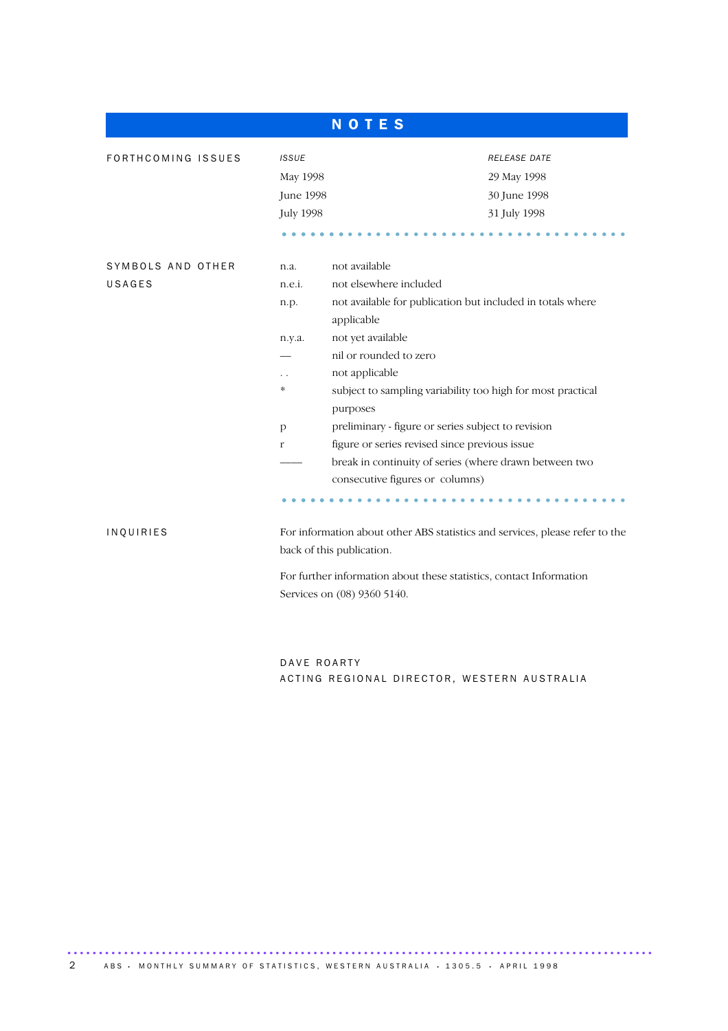# NOTES

**FORTHCOMING ISSUES**

| *ISSUE* | *RELEASE DATE* |
|---|---|
| May 1998 | 29 May 1998 |
| June 1998 | 30 June 1998 |
| July 1998 | 31 July 1998 |

**SYMBOLS AND OTHER USAGES**

| | |
|---|---|
| n.a. | not available |
| n.e.i. | not elsewhere included |
| n.p. | not available for publication but included in totals where applicable |
| n.y.a. | not yet available |
| — | nil or rounded to zero |
| . . | not applicable |
| * | subject to sampling variability too high for most practical purposes |
| p | preliminary - figure or series subject to revision |
| r | figure or series revised since previous issue |
| —— | break in continuity of series (where drawn between two consecutive figures or columns) |

**INQUIRIES**

For information about other ABS statistics and services, please refer to the back of this publication.

For further information about these statistics, contact Information Services on (08) 9360 5140.

DAVE ROARTY
ACTING REGIONAL DIRECTOR, WESTERN AUSTRALIA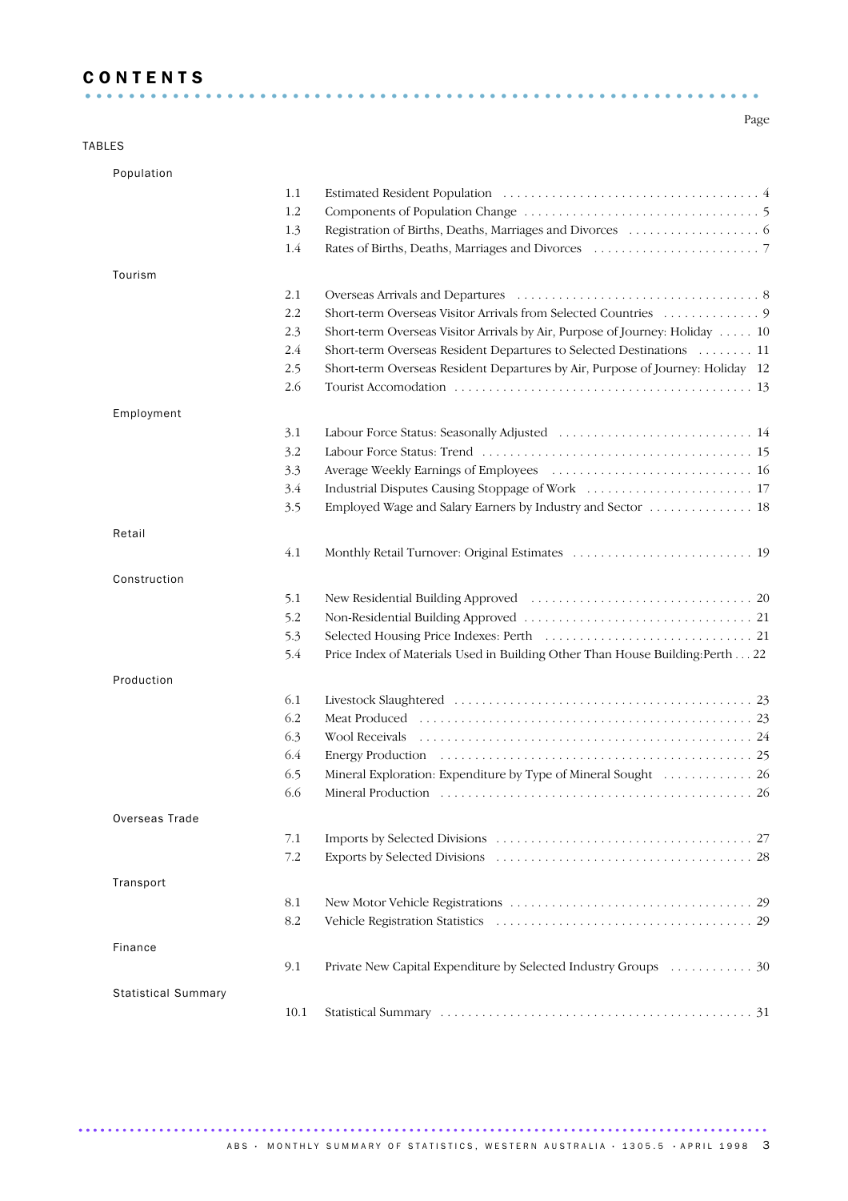# CONTENTS

Page

TABLES

| | | | |
|---|---|---|---|
| Population | 1.1 | Estimated Resident Population | 4 |
| | 1.2 | Components of Population Change | 5 |
| | 1.3 | Registration of Births, Deaths, Marriages and Divorces | 6 |
| | 1.4 | Rates of Births, Deaths, Marriages and Divorces | 7 |
| Tourism | 2.1 | Overseas Arrivals and Departures | 8 |
| | 2.2 | Short-term Overseas Visitor Arrivals from Selected Countries | 9 |
| | 2.3 | Short-term Overseas Visitor Arrivals by Air, Purpose of Journey: Holiday | 10 |
| | 2.4 | Short-term Overseas Resident Departures to Selected Destinations | 11 |
| | 2.5 | Short-term Overseas Resident Departures by Air, Purpose of Journey: Holiday | 12 |
| | 2.6 | Tourist Accomodation | 13 |
| Employment | 3.1 | Labour Force Status: Seasonally Adjusted | 14 |
| | 3.2 | Labour Force Status: Trend | 15 |
| | 3.3 | Average Weekly Earnings of Employees | 16 |
| | 3.4 | Industrial Disputes Causing Stoppage of Work | 17 |
| | 3.5 | Employed Wage and Salary Earners by Industry and Sector | 18 |
| Retail | 4.1 | Monthly Retail Turnover: Original Estimates | 19 |
| Construction | 5.1 | New Residential Building Approved | 20 |
| | 5.2 | Non-Residential Building Approved | 21 |
| | 5.3 | Selected Housing Price Indexes: Perth | 21 |
| | 5.4 | Price Index of Materials Used in Building Other Than House Building:Perth | 22 |
| Production | 6.1 | Livestock Slaughtered | 23 |
| | 6.2 | Meat Produced | 23 |
| | 6.3 | Wool Receivals | 24 |
| | 6.4 | Energy Production | 25 |
| | 6.5 | Mineral Exploration: Expenditure by Type of Mineral Sought | 26 |
| | 6.6 | Mineral Production | 26 |
| Overseas Trade | 7.1 | Imports by Selected Divisions | 27 |
| | 7.2 | Exports by Selected Divisions | 28 |
| Transport | 8.1 | New Motor Vehicle Registrations | 29 |
| | 8.2 | Vehicle Registration Statistics | 29 |
| Finance | 9.1 | Private New Capital Expenditure by Selected Industry Groups | 30 |
| Statistical Summary | 10.1 | Statistical Summary | 31 |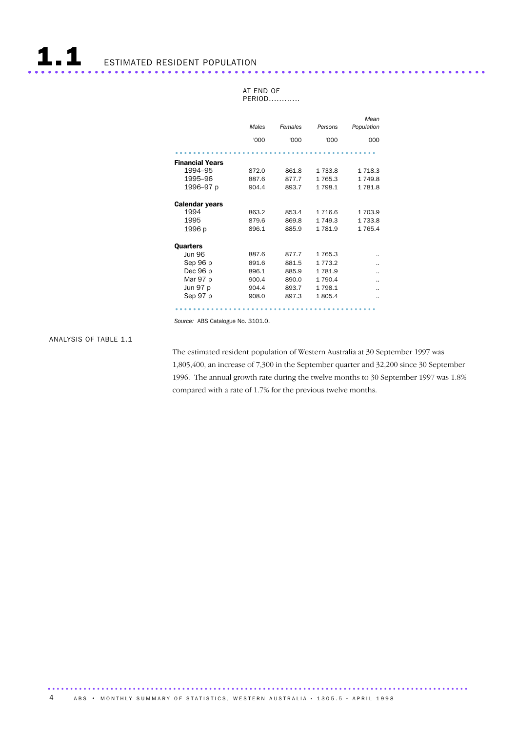# 1.1 ESTIMATED RESIDENT POPULATION

| | AT END OF PERIOD............ | | | |
|---|---|---|---|---|
| | *Males* | *Females* | *Persons* | *Mean Population* |
| | '000 | '000 | '000 | '000 |
| **Financial Years** | | | | |
| 1994–95 | 872.0 | 861.8 | 1 733.8 | 1 718.3 |
| 1995–96 | 887.6 | 877.7 | 1 765.3 | 1 749.8 |
| 1996–97 p | 904.4 | 893.7 | 1 798.1 | 1 781.8 |
| **Calendar years** | | | | |
| 1994 | 863.2 | 853.4 | 1 716.6 | 1 703.9 |
| 1995 | 879.6 | 869.8 | 1 749.3 | 1 733.8 |
| 1996 p | 896.1 | 885.9 | 1 781.9 | 1 765.4 |
| **Quarters** | | | | |
| Jun 96 | 887.6 | 877.7 | 1 765.3 | .. |
| Sep 96 p | 891.6 | 881.5 | 1 773.2 | .. |
| Dec 96 p | 896.1 | 885.9 | 1 781.9 | .. |
| Mar 97 p | 900.4 | 890.0 | 1 790.4 | .. |
| Jun 97 p | 904.4 | 893.7 | 1 798.1 | .. |
| Sep 97 p | 908.0 | 897.3 | 1 805.4 | .. |

*Source:* ABS Catalogue No. 3101.0.

ANALYSIS OF TABLE 1.1

The estimated resident population of Western Australia at 30 September 1997 was 1,805,400, an increase of 7,300 in the September quarter and 32,200 since 30 September 1996. The annual growth rate during the twelve months to 30 September 1997 was 1.8% compared with a rate of 1.7% for the previous twelve months.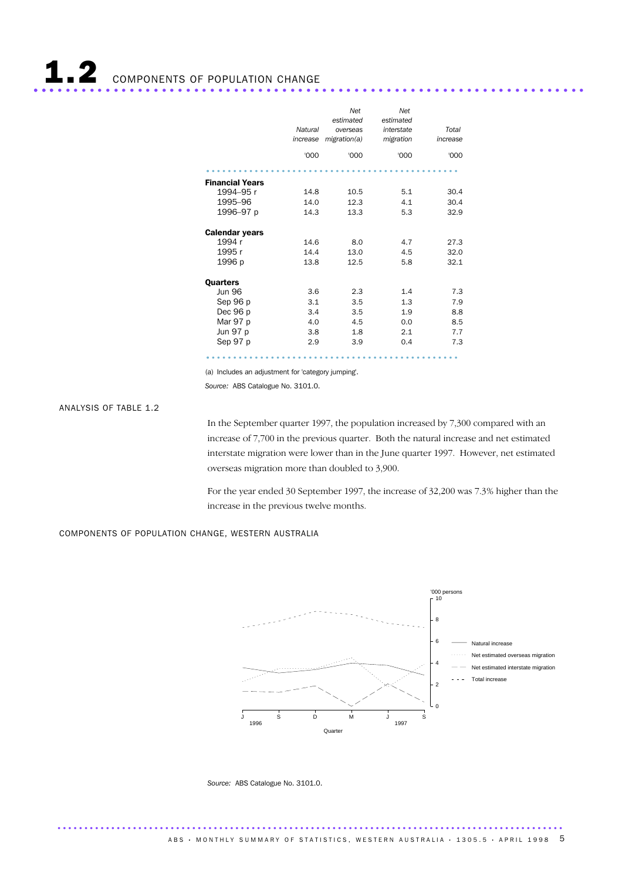# 1.2 COMPONENTS OF POPULATION CHANGE

| | Natural increase | Net estimated overseas migration(a) | Net estimated interstate migration | Total increase |
|---|---|---|---|---|
| | '000 | '000 | '000 | '000 |
| **Financial Years** | | | | |
| 1994–95 r | 14.8 | 10.5 | 5.1 | 30.4 |
| 1995–96 | 14.0 | 12.3 | 4.1 | 30.4 |
| 1996–97 p | 14.3 | 13.3 | 5.3 | 32.9 |
| **Calendar years** | | | | |
| 1994 r | 14.6 | 8.0 | 4.7 | 27.3 |
| 1995 r | 14.4 | 13.0 | 4.5 | 32.0 |
| 1996 p | 13.8 | 12.5 | 5.8 | 32.1 |
| **Quarters** | | | | |
| Jun 96 | 3.6 | 2.3 | 1.4 | 7.3 |
| Sep 96 p | 3.1 | 3.5 | 1.3 | 7.9 |
| Dec 96 p | 3.4 | 3.5 | 1.9 | 8.8 |
| Mar 97 p | 4.0 | 4.5 | 0.0 | 8.5 |
| Jun 97 p | 3.8 | 1.8 | 2.1 | 7.7 |
| Sep 97 p | 2.9 | 3.9 | 0.4 | 7.3 |

(a) Includes an adjustment for 'category jumping'.

*Source:* ABS Catalogue No. 3101.0.

ANALYSIS OF TABLE 1.2

In the September quarter 1997, the population increased by 7,300 compared with an increase of 7,700 in the previous quarter. Both the natural increase and net estimated interstate migration were lower than in the June quarter 1997. However, net estimated overseas migration more than doubled to 3,900.

For the year ended 30 September 1997, the increase of 32,200 was 7.3% higher than the increase in the previous twelve months.

COMPONENTS OF POPULATION CHANGE, WESTERN AUSTRALIA

'000 persons
10
8
6
4
2
0

J S D M J S
1996 1997
Quarter

Natural increase
Net estimated overseas migration
Net estimated interstate migration
Total increase

*Source:* ABS Catalogue No. 3101.0.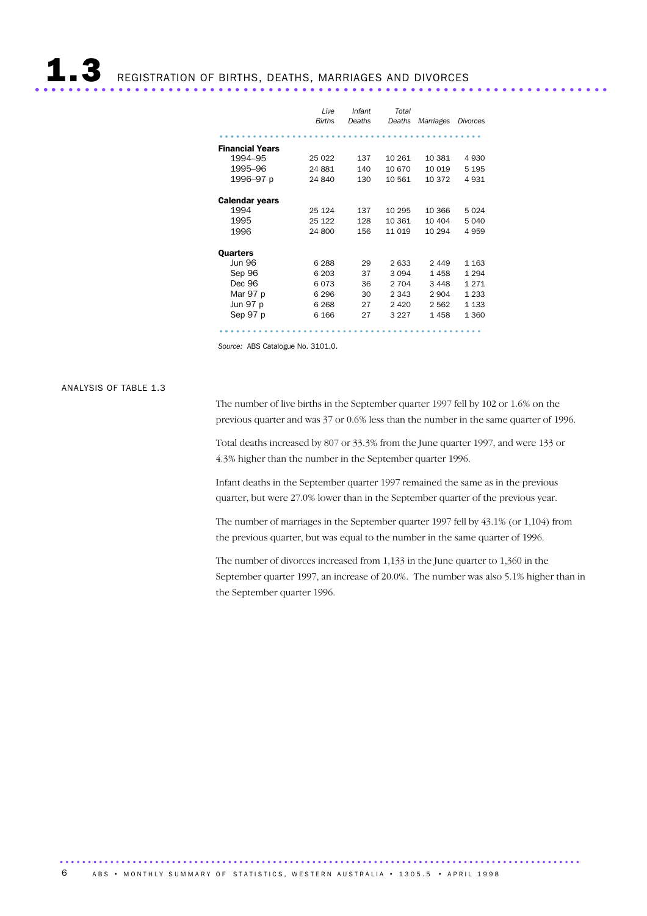# 1.3 REGISTRATION OF BIRTHS, DEATHS, MARRIAGES AND DIVORCES

| | *Live Births* | *Infant Deaths* | *Total Deaths* | *Marriages* | *Divorces* |
|---|---|---|---|---|---|
| **Financial Years** | | | | | |
| 1994–95 | 25 022 | 137 | 10 261 | 10 381 | 4 930 |
| 1995–96 | 24 881 | 140 | 10 670 | 10 019 | 5 195 |
| 1996–97 p | 24 840 | 130 | 10 561 | 10 372 | 4 931 |
| **Calendar years** | | | | | |
| 1994 | 25 124 | 137 | 10 295 | 10 366 | 5 024 |
| 1995 | 25 122 | 128 | 10 361 | 10 404 | 5 040 |
| 1996 | 24 800 | 156 | 11 019 | 10 294 | 4 959 |
| **Quarters** | | | | | |
| Jun 96 | 6 288 | 29 | 2 633 | 2 449 | 1 163 |
| Sep 96 | 6 203 | 37 | 3 094 | 1 458 | 1 294 |
| Dec 96 | 6 073 | 36 | 2 704 | 3 448 | 1 271 |
| Mar 97 p | 6 296 | 30 | 2 343 | 2 904 | 1 233 |
| Jun 97 p | 6 268 | 27 | 2 420 | 2 562 | 1 133 |
| Sep 97 p | 6 166 | 27 | 3 227 | 1 458 | 1 360 |

*Source:* ABS Catalogue No. 3101.0.

ANALYSIS OF TABLE 1.3

The number of live births in the September quarter 1997 fell by 102 or 1.6% on the previous quarter and was 37 or 0.6% less than the number in the same quarter of 1996.

Total deaths increased by 807 or 33.3% from the June quarter 1997, and were 133 or 4.3% higher than the number in the September quarter 1996.

Infant deaths in the September quarter 1997 remained the same as in the previous quarter, but were 27.0% lower than in the September quarter of the previous year.

The number of marriages in the September quarter 1997 fell by 43.1% (or 1,104) from the previous quarter, but was equal to the number in the same quarter of 1996.

The number of divorces increased from 1,133 in the June quarter to 1,360 in the September quarter 1997, an increase of 20.0%. The number was also 5.1% higher than in the September quarter 1996.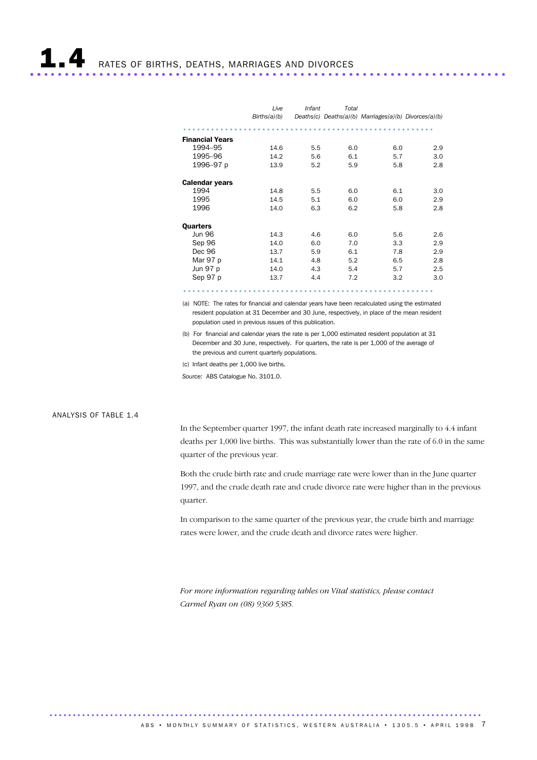# 1.4 RATES OF BIRTHS, DEATHS, MARRIAGES AND DIVORCES

| | Live Births(a)(b) | Infant Deaths(c) | Total Deaths(a)(b) | Marriages(a)(b) | Divorces(a)(b) |
|---|---|---|---|---|---|
| **Financial Years** | | | | | |
| 1994–95 | 14.6 | 5.5 | 6.0 | 6.0 | 2.9 |
| 1995–96 | 14.2 | 5.6 | 6.1 | 5.7 | 3.0 |
| 1996–97 p | 13.9 | 5.2 | 5.9 | 5.8 | 2.8 |
| **Calendar years** | | | | | |
| 1994 | 14.8 | 5.5 | 6.0 | 6.1 | 3.0 |
| 1995 | 14.5 | 5.1 | 6.0 | 6.0 | 2.9 |
| 1996 | 14.0 | 6.3 | 6.2 | 5.8 | 2.8 |
| **Quarters** | | | | | |
| Jun 96 | 14.3 | 4.6 | 6.0 | 5.6 | 2.6 |
| Sep 96 | 14.0 | 6.0 | 7.0 | 3.3 | 2.9 |
| Dec 96 | 13.7 | 5.9 | 6.1 | 7.8 | 2.9 |
| Mar 97 p | 14.1 | 4.8 | 5.2 | 6.5 | 2.8 |
| Jun 97 p | 14.0 | 4.3 | 5.4 | 5.7 | 2.5 |
| Sep 97 p | 13.7 | 4.4 | 7.2 | 3.2 | 3.0 |

(a) NOTE: The rates for financial and calendar years have been recalculated using the estimated resident population at 31 December and 30 June, respectively, in place of the mean resident population used in previous issues of this publication.

(b) For financial and calendar years the rate is per 1,000 estimated resident population at 31 December and 30 June, respectively. For quarters, the rate is per 1,000 of the average of the previous and current quarterly populations.

(c) Infant deaths per 1,000 live births.

*Source:* ABS Catalogue No. 3101.0.

## ANALYSIS OF TABLE 1.4

In the September quarter 1997, the infant death rate increased marginally to 4.4 infant deaths per 1,000 live births. This was substantially lower than the rate of 6.0 in the same quarter of the previous year.

Both the crude birth rate and crude marriage rate were lower than in the June quarter 1997, and the crude death rate and crude divorce rate were higher than in the previous quarter.

In comparison to the same quarter of the previous year, the crude birth and marriage rates were lower, and the crude death and divorce rates were higher.

*For more information regarding tables on Vital statistics, please contact Carmel Ryan on (08) 9360 5385.*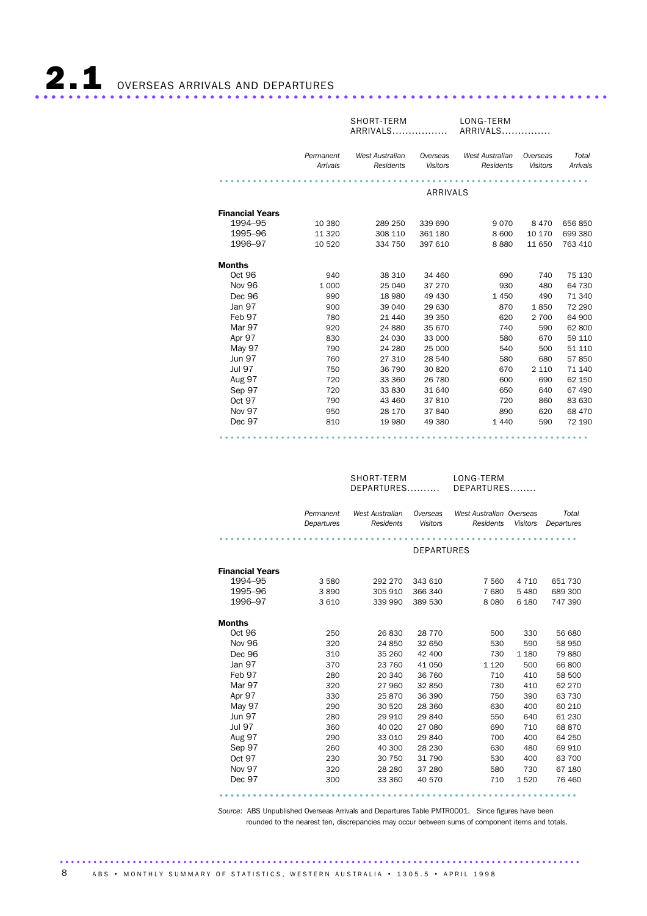# 2.1 OVERSEAS ARRIVALS AND DEPARTURES

| | Permanent Arrivals | SHORT-TERM ARRIVALS West Australian Residents | SHORT-TERM ARRIVALS Overseas Visitors | LONG-TERM ARRIVALS West Australian Residents | LONG-TERM ARRIVALS Overseas Visitors | Total Arrivals |
|---|---|---|---|---|---|---|
| | | | ARRIVALS | | | |
| **Financial Years** | | | | | | |
| 1994–95 | 10 380 | 289 250 | 339 690 | 9 070 | 8 470 | 656 850 |
| 1995–96 | 11 320 | 308 110 | 361 180 | 8 600 | 10 170 | 699 380 |
| 1996–97 | 10 520 | 334 750 | 397 610 | 8 880 | 11 650 | 763 410 |
| **Months** | | | | | | |
| Oct 96 | 940 | 38 310 | 34 460 | 690 | 740 | 75 130 |
| Nov 96 | 1 000 | 25 040 | 37 270 | 930 | 480 | 64 730 |
| Dec 96 | 990 | 18 980 | 49 430 | 1 450 | 490 | 71 340 |
| Jan 97 | 900 | 39 040 | 29 630 | 870 | 1 850 | 72 290 |
| Feb 97 | 780 | 21 440 | 39 350 | 620 | 2 700 | 64 900 |
| Mar 97 | 920 | 24 880 | 35 670 | 740 | 590 | 62 800 |
| Apr 97 | 830 | 24 030 | 33 000 | 580 | 670 | 59 110 |
| May 97 | 790 | 24 280 | 25 000 | 540 | 500 | 51 110 |
| Jun 97 | 760 | 27 310 | 28 540 | 580 | 680 | 57 850 |
| Jul 97 | 750 | 36 790 | 30 820 | 670 | 2 110 | 71 140 |
| Aug 97 | 720 | 33 360 | 26 780 | 600 | 690 | 62 150 |
| Sep 97 | 720 | 33 830 | 31 640 | 650 | 640 | 67 490 |
| Oct 97 | 790 | 43 460 | 37 810 | 720 | 860 | 83 630 |
| Nov 97 | 950 | 28 170 | 37 840 | 890 | 620 | 68 470 |
| Dec 97 | 810 | 19 980 | 49 380 | 1 440 | 590 | 72 190 |

| | Permanent Departures | SHORT-TERM DEPARTURES West Australian Residents | SHORT-TERM DEPARTURES Overseas Visitors | LONG-TERM DEPARTURES West Australian Residents | LONG-TERM DEPARTURES Overseas Visitors | Total Departures |
|---|---|---|---|---|---|---|
| | | | DEPARTURES | | | |
| **Financial Years** | | | | | | |
| 1994–95 | 3 580 | 292 270 | 343 610 | 7 560 | 4 710 | 651 730 |
| 1995–96 | 3 890 | 305 910 | 366 340 | 7 680 | 5 480 | 689 300 |
| 1996–97 | 3 610 | 339 990 | 389 530 | 8 080 | 6 180 | 747 390 |
| **Months** | | | | | | |
| Oct 96 | 250 | 26 830 | 28 770 | 500 | 330 | 56 680 |
| Nov 96 | 320 | 24 850 | 32 650 | 530 | 590 | 58 950 |
| Dec 96 | 310 | 35 260 | 42 400 | 730 | 1 180 | 79 880 |
| Jan 97 | 370 | 23 760 | 41 050 | 1 120 | 500 | 66 800 |
| Feb 97 | 280 | 20 340 | 36 760 | 710 | 410 | 58 500 |
| Mar 97 | 320 | 27 960 | 32 850 | 730 | 410 | 62 270 |
| Apr 97 | 330 | 25 870 | 36 390 | 750 | 390 | 63 730 |
| May 97 | 290 | 30 520 | 28 360 | 630 | 400 | 60 210 |
| Jun 97 | 280 | 29 910 | 29 840 | 550 | 640 | 61 230 |
| Jul 97 | 360 | 40 020 | 27 080 | 690 | 710 | 68 870 |
| Aug 97 | 290 | 33 010 | 29 840 | 700 | 400 | 64 250 |
| Sep 97 | 260 | 40 300 | 28 230 | 630 | 480 | 69 910 |
| Oct 97 | 230 | 30 750 | 31 790 | 530 | 400 | 63 700 |
| Nov 97 | 320 | 28 280 | 37 280 | 580 | 730 | 67 180 |
| Dec 97 | 300 | 33 360 | 40 570 | 710 | 1 520 | 76 460 |

*Source*: ABS Unpublished Overseas Arrivals and Departures Table PMTR0001. Since figures have been rounded to the nearest ten, discrepancies may occur between sums of component items and totals.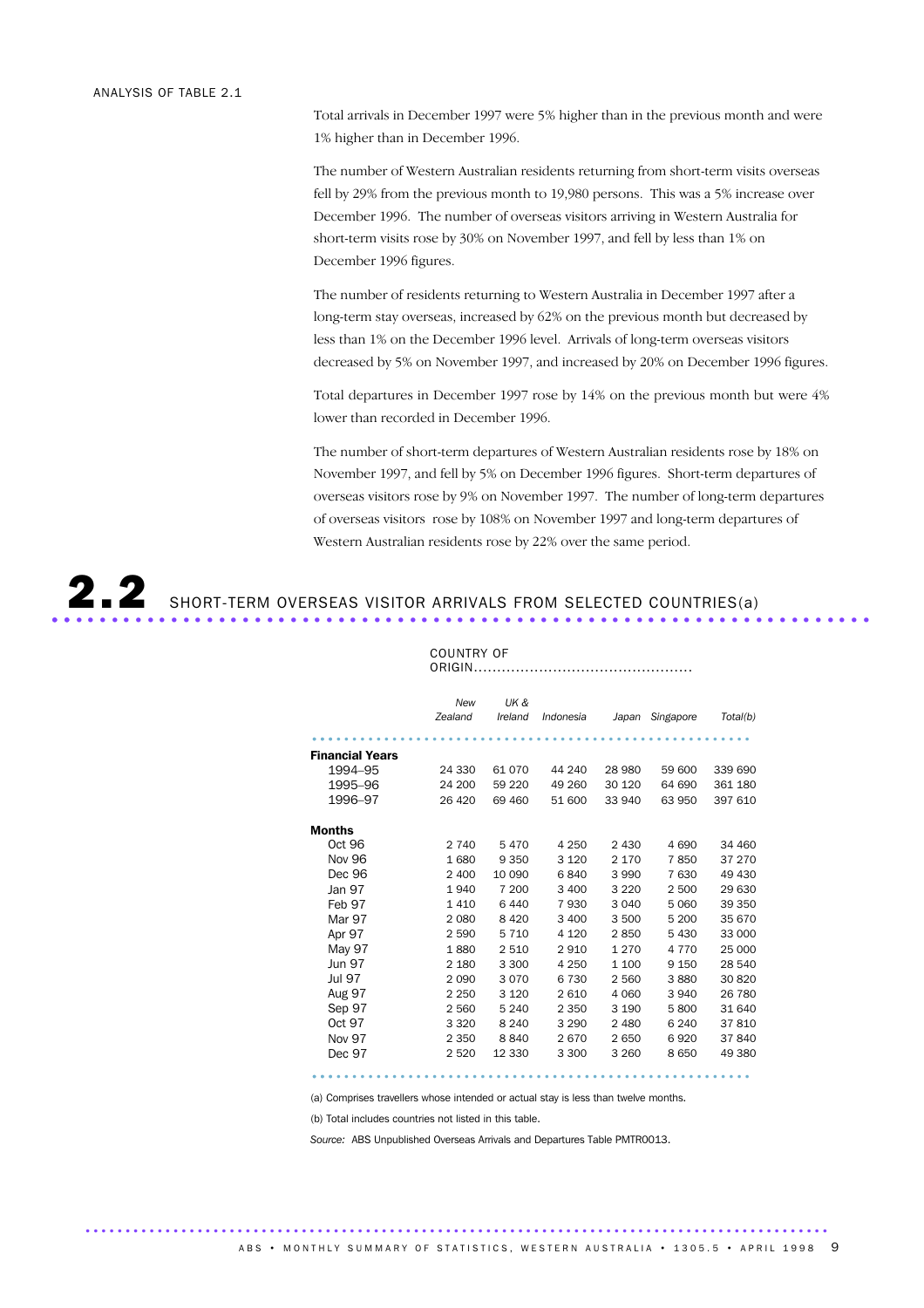ANALYSIS OF TABLE 2.1

Total arrivals in December 1997 were 5% higher than in the previous month and were 1% higher than in December 1996.

The number of Western Australian residents returning from short-term visits overseas fell by 29% from the previous month to 19,980 persons. This was a 5% increase over December 1996. The number of overseas visitors arriving in Western Australia for short-term visits rose by 30% on November 1997, and fell by less than 1% on December 1996 figures.

The number of residents returning to Western Australia in December 1997 after a long-term stay overseas, increased by 62% on the previous month but decreased by less than 1% on the December 1996 level. Arrivals of long-term overseas visitors decreased by 5% on November 1997, and increased by 20% on December 1996 figures.

Total departures in December 1997 rose by 14% on the previous month but were 4% lower than recorded in December 1996.

The number of short-term departures of Western Australian residents rose by 18% on November 1997, and fell by 5% on December 1996 figures. Short-term departures of overseas visitors rose by 9% on November 1997. The number of long-term departures of overseas visitors rose by 108% on November 1997 and long-term departures of Western Australian residents rose by 22% over the same period.

# 2.2 SHORT-TERM OVERSEAS VISITOR ARRIVALS FROM SELECTED COUNTRIES(a)

| | COUNTRY OF ORIGIN | | | | | |
|---|---|---|---|---|---|---|
| | *New Zealand* | *UK & Ireland* | *Indonesia* | *Japan* | *Singapore* | *Total(b)* |
| **Financial Years** | | | | | | |
| 1994–95 | 24 330 | 61 070 | 44 240 | 28 980 | 59 600 | 339 690 |
| 1995–96 | 24 200 | 59 220 | 49 260 | 30 120 | 64 690 | 361 180 |
| 1996–97 | 26 420 | 69 460 | 51 600 | 33 940 | 63 950 | 397 610 |
| **Months** | | | | | | |
| Oct 96 | 2 740 | 5 470 | 4 250 | 2 430 | 4 690 | 34 460 |
| Nov 96 | 1 680 | 9 350 | 3 120 | 2 170 | 7 850 | 37 270 |
| Dec 96 | 2 400 | 10 090 | 6 840 | 3 990 | 7 630 | 49 430 |
| Jan 97 | 1 940 | 7 200 | 3 400 | 3 220 | 2 500 | 29 630 |
| Feb 97 | 1 410 | 6 440 | 7 930 | 3 040 | 5 060 | 39 350 |
| Mar 97 | 2 080 | 8 420 | 3 400 | 3 500 | 5 200 | 35 670 |
| Apr 97 | 2 590 | 5 710 | 4 120 | 2 850 | 5 430 | 33 000 |
| May 97 | 1 880 | 2 510 | 2 910 | 1 270 | 4 770 | 25 000 |
| Jun 97 | 2 180 | 3 300 | 4 250 | 1 100 | 9 150 | 28 540 |
| Jul 97 | 2 090 | 3 070 | 6 730 | 2 560 | 3 880 | 30 820 |
| Aug 97 | 2 250 | 3 120 | 2 610 | 4 060 | 3 940 | 26 780 |
| Sep 97 | 2 560 | 5 240 | 2 350 | 3 190 | 5 800 | 31 640 |
| Oct 97 | 3 320 | 8 240 | 3 290 | 2 480 | 6 240 | 37 810 |
| Nov 97 | 2 350 | 8 840 | 2 670 | 2 650 | 6 920 | 37 840 |
| Dec 97 | 2 520 | 12 330 | 3 300 | 3 260 | 8 650 | 49 380 |

(a) Comprises travellers whose intended or actual stay is less than twelve months.

(b) Total includes countries not listed in this table.

*Source:* ABS Unpublished Overseas Arrivals and Departures Table PMTR0013.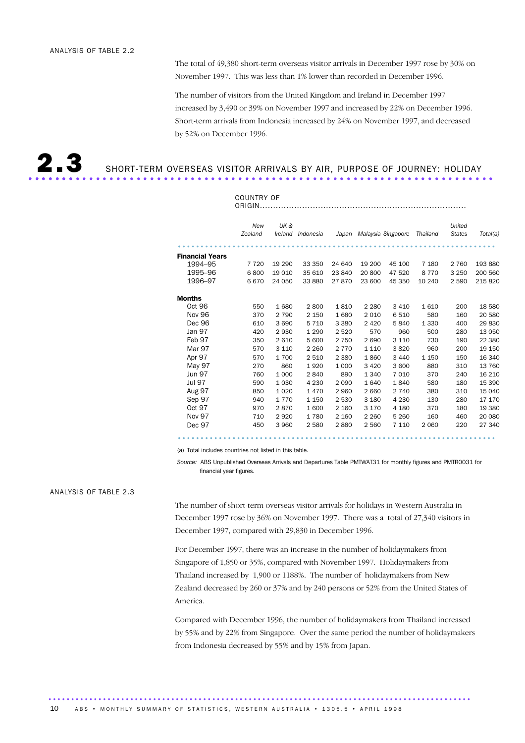ANALYSIS OF TABLE 2.2

The total of 49,380 short-term overseas visitor arrivals in December 1997 rose by 30% on November 1997. This was less than 1% lower than recorded in December 1996.

The number of visitors from the United Kingdom and Ireland in December 1997 increased by 3,490 or 39% on November 1997 and increased by 22% on December 1996. Short-term arrivals from Indonesia increased by 24% on November 1997, and decreased by 52% on December 1996.

# 2.3 SHORT-TERM OVERSEAS VISITOR ARRIVALS BY AIR, PURPOSE OF JOURNEY: HOLIDAY

| | COUNTRY OF ORIGIN | | | | | | | | |
|---|---|---|---|---|---|---|---|---|---|
| | *New Zealand* | *UK & Ireland* | *Indonesia* | *Japan* | *Malaysia* | *Singapore* | *Thailand* | *United States* | *Total(a)* |
| **Financial Years** | | | | | | | | | |
| 1994–95 | 7 720 | 19 290 | 33 350 | 24 640 | 19 200 | 45 100 | 7 180 | 2 760 | 193 880 |
| 1995–96 | 6 800 | 19 010 | 35 610 | 23 840 | 20 800 | 47 520 | 8 770 | 3 250 | 200 560 |
| 1996–97 | 6 670 | 24 050 | 33 880 | 27 870 | 23 600 | 45 350 | 10 240 | 2 590 | 215 820 |
| **Months** | | | | | | | | | |
| Oct 96 | 550 | 1 680 | 2 800 | 1 810 | 2 280 | 3 410 | 1 610 | 200 | 18 580 |
| Nov 96 | 370 | 2 790 | 2 150 | 1 680 | 2 010 | 6 510 | 580 | 160 | 20 580 |
| Dec 96 | 610 | 3 690 | 5 710 | 3 380 | 2 420 | 5 840 | 1 330 | 400 | 29 830 |
| Jan 97 | 420 | 2 930 | 1 290 | 2 520 | 570 | 960 | 500 | 280 | 13 050 |
| Feb 97 | 350 | 2 610 | 5 600 | 2 750 | 2 690 | 3 110 | 730 | 190 | 22 380 |
| Mar 97 | 570 | 3 110 | 2 260 | 2 770 | 1 110 | 3 820 | 960 | 200 | 19 150 |
| Apr 97 | 570 | 1 700 | 2 510 | 2 380 | 1 860 | 3 440 | 1 150 | 150 | 16 340 |
| May 97 | 270 | 860 | 1 920 | 1 000 | 3 420 | 3 600 | 880 | 310 | 13 760 |
| Jun 97 | 760 | 1 000 | 2 840 | 890 | 1 340 | 7 010 | 370 | 240 | 16 210 |
| Jul 97 | 590 | 1 030 | 4 230 | 2 090 | 1 640 | 1 840 | 580 | 180 | 15 390 |
| Aug 97 | 850 | 1 020 | 1 470 | 2 960 | 2 660 | 2 740 | 380 | 310 | 15 040 |
| Sep 97 | 940 | 1 770 | 1 150 | 2 530 | 3 180 | 4 230 | 130 | 280 | 17 170 |
| Oct 97 | 970 | 2 870 | 1 600 | 2 160 | 3 170 | 4 180 | 370 | 180 | 19 380 |
| Nov 97 | 710 | 2 920 | 1 780 | 2 160 | 2 260 | 5 260 | 160 | 460 | 20 080 |
| Dec 97 | 450 | 3 960 | 2 580 | 2 880 | 2 560 | 7 110 | 2 060 | 220 | 27 340 |

(a) Total includes countries not listed in this table.

*Source:* ABS Unpublished Overseas Arrivals and Departures Table PMTWAT31 for monthly figures and PMTR0031 for financial year figures.

ANALYSIS OF TABLE 2.3

The number of short-term overseas visitor arrivals for holidays in Western Australia in December 1997 rose by 36% on November 1997. There was a total of 27,340 visitors in December 1997, compared with 29,830 in December 1996.

For December 1997, there was an increase in the number of holidaymakers from Singapore of 1,850 or 35%, compared with November 1997. Holidaymakers from Thailand increased by 1,900 or 1188%. The number of holidaymakers from New Zealand decreased by 260 or 37% and by 240 persons or 52% from the United States of America.

Compared with December 1996, the number of holidaymakers from Thailand increased by 55% and by 22% from Singapore. Over the same period the number of holidaymakers from Indonesia decreased by 55% and by 15% from Japan.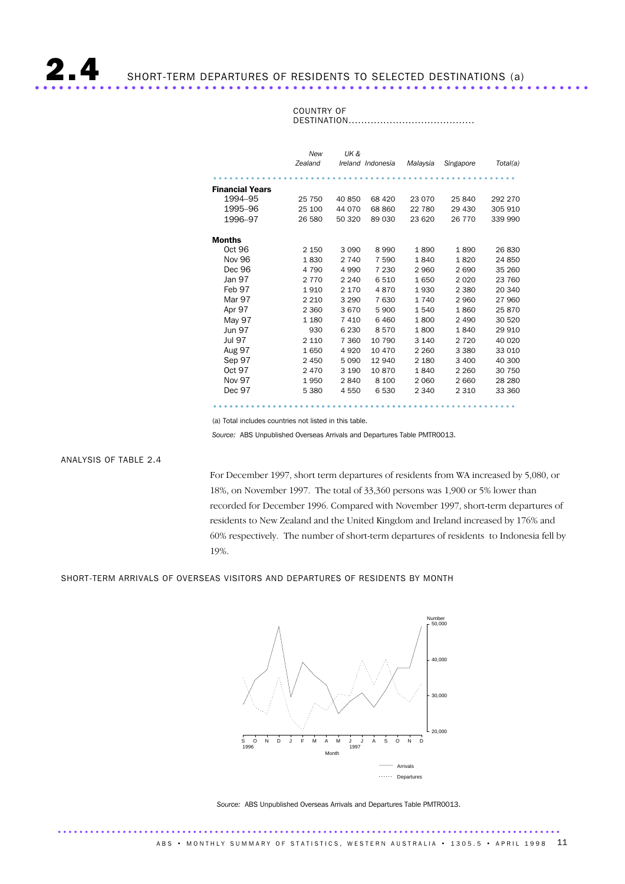# 2.4 SHORT-TERM DEPARTURES OF RESIDENTS TO SELECTED DESTINATIONS (a)

| | COUNTRY OF DESTINATION | | | | | |
|---|---|---|---|---|---|---|
| | *New Zealand* | *UK & Ireland* | *Indonesia* | *Malaysia* | *Singapore* | *Total(a)* |
| **Financial Years** | | | | | | |
| 1994–95 | 25 750 | 40 850 | 68 420 | 23 070 | 25 840 | 292 270 |
| 1995–96 | 25 100 | 44 070 | 68 860 | 22 780 | 29 430 | 305 910 |
| 1996–97 | 26 580 | 50 320 | 89 030 | 23 620 | 26 770 | 339 990 |
| **Months** | | | | | | |
| Oct 96 | 2 150 | 3 090 | 8 990 | 1 890 | 1 890 | 26 830 |
| Nov 96 | 1 830 | 2 740 | 7 590 | 1 840 | 1 820 | 24 850 |
| Dec 96 | 4 790 | 4 990 | 7 230 | 2 960 | 2 690 | 35 260 |
| Jan 97 | 2 770 | 2 240 | 6 510 | 1 650 | 2 020 | 23 760 |
| Feb 97 | 1 910 | 2 170 | 4 870 | 1 930 | 2 380 | 20 340 |
| Mar 97 | 2 210 | 3 290 | 7 630 | 1 740 | 2 960 | 27 960 |
| Apr 97 | 2 360 | 3 670 | 5 900 | 1 540 | 1 860 | 25 870 |
| May 97 | 1 180 | 7 410 | 6 460 | 1 800 | 2 490 | 30 520 |
| Jun 97 | 930 | 6 230 | 8 570 | 1 800 | 1 840 | 29 910 |
| Jul 97 | 2 110 | 7 360 | 10 790 | 3 140 | 2 720 | 40 020 |
| Aug 97 | 1 650 | 4 920 | 10 470 | 2 260 | 3 380 | 33 010 |
| Sep 97 | 2 450 | 5 090 | 12 940 | 2 180 | 3 400 | 40 300 |
| Oct 97 | 2 470 | 3 190 | 10 870 | 1 840 | 2 260 | 30 750 |
| Nov 97 | 1 950 | 2 840 | 8 100 | 2 060 | 2 660 | 28 280 |
| Dec 97 | 5 380 | 4 550 | 6 530 | 2 340 | 2 310 | 33 360 |

(a) Total includes countries not listed in this table.

*Source:* ABS Unpublished Overseas Arrivals and Departures Table PMTR0013.

## ANALYSIS OF TABLE 2.4

For December 1997, short term departures of residents from WA increased by 5,080, or 18%, on November 1997. The total of 33,360 persons was 1,900 or 5% lower than recorded for December 1996. Compared with November 1997, short-term departures of residents to New Zealand and the United Kingdom and Ireland increased by 176% and 60% respectively. The number of short-term departures of residents to Indonesia fell by 19%.

## SHORT-TERM ARRIVALS OF OVERSEAS VISITORS AND DEPARTURES OF RESIDENTS BY MONTH

*Source:* ABS Unpublished Overseas Arrivals and Departures Table PMTR0013.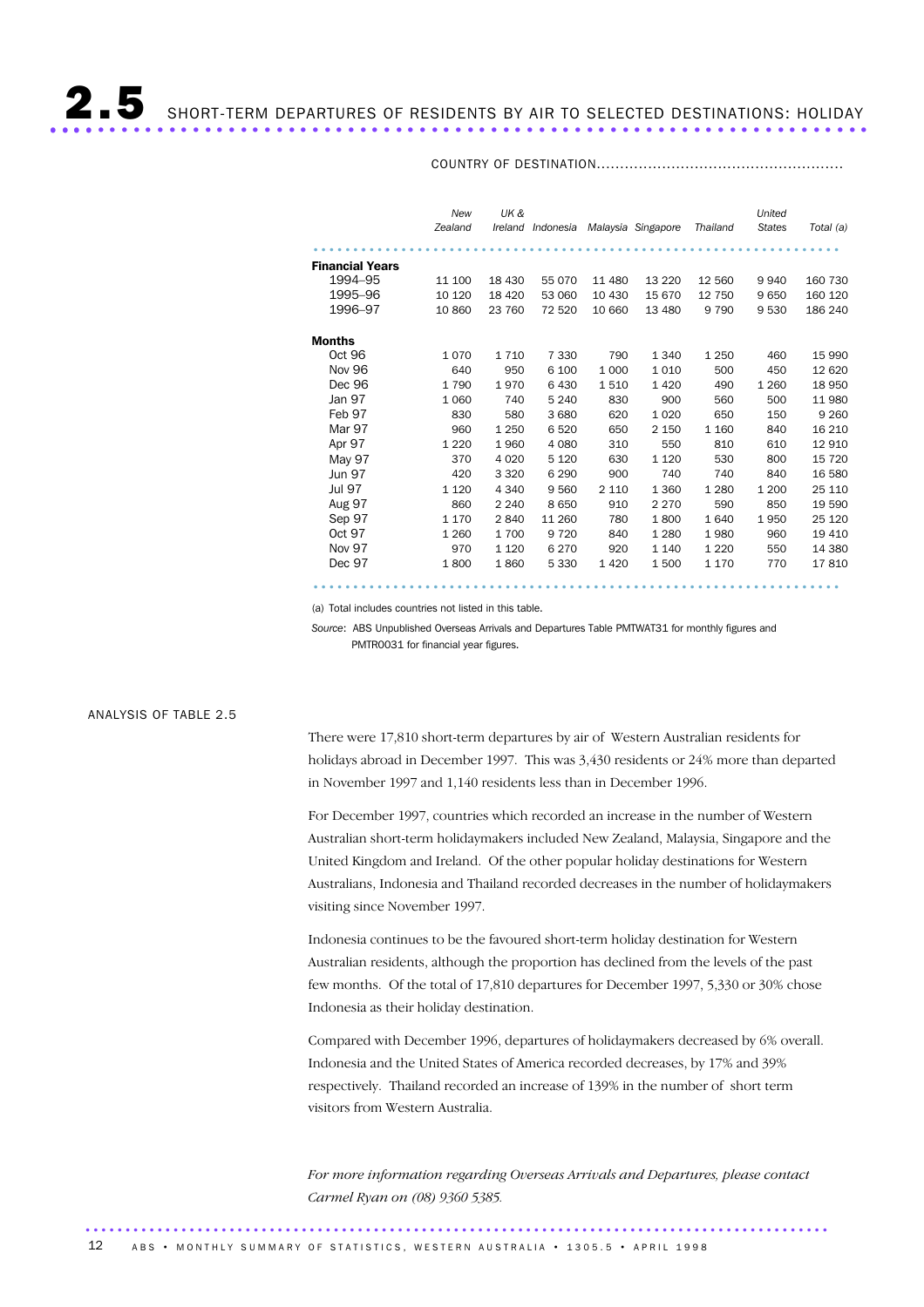# 2.5 SHORT-TERM DEPARTURES OF RESIDENTS BY AIR TO SELECTED DESTINATIONS: HOLIDAY

| | COUNTRY OF DESTINATION | | | | | | | |
|---|---|---|---|---|---|---|---|---|
| | *New Zealand* | *UK & Ireland* | *Indonesia* | *Malaysia* | *Singapore* | *Thailand* | *United States* | *Total (a)* |
| **Financial Years** | | | | | | | | |
| 1994–95 | 11 100 | 18 430 | 55 070 | 11 480 | 13 220 | 12 560 | 9 940 | 160 730 |
| 1995–96 | 10 120 | 18 420 | 53 060 | 10 430 | 15 670 | 12 750 | 9 650 | 160 120 |
| 1996–97 | 10 860 | 23 760 | 72 520 | 10 660 | 13 480 | 9 790 | 9 530 | 186 240 |
| **Months** | | | | | | | | |
| Oct 96 | 1 070 | 1 710 | 7 330 | 790 | 1 340 | 1 250 | 460 | 15 990 |
| Nov 96 | 640 | 950 | 6 100 | 1 000 | 1 010 | 500 | 450 | 12 620 |
| Dec 96 | 1 790 | 1 970 | 6 430 | 1 510 | 1 420 | 490 | 1 260 | 18 950 |
| Jan 97 | 1 060 | 740 | 5 240 | 830 | 900 | 560 | 500 | 11 980 |
| Feb 97 | 830 | 580 | 3 680 | 620 | 1 020 | 650 | 150 | 9 260 |
| Mar 97 | 960 | 1 250 | 6 520 | 650 | 2 150 | 1 160 | 840 | 16 210 |
| Apr 97 | 1 220 | 1 960 | 4 080 | 310 | 550 | 810 | 610 | 12 910 |
| May 97 | 370 | 4 020 | 5 120 | 630 | 1 120 | 530 | 800 | 15 720 |
| Jun 97 | 420 | 3 320 | 6 290 | 900 | 740 | 740 | 840 | 16 580 |
| Jul 97 | 1 120 | 4 340 | 9 560 | 2 110 | 1 360 | 1 280 | 1 200 | 25 110 |
| Aug 97 | 860 | 2 240 | 8 650 | 910 | 2 270 | 590 | 850 | 19 590 |
| Sep 97 | 1 170 | 2 840 | 11 260 | 780 | 1 800 | 1 640 | 1 950 | 25 120 |
| Oct 97 | 1 260 | 1 700 | 9 720 | 840 | 1 280 | 1 980 | 960 | 19 410 |
| Nov 97 | 970 | 1 120 | 6 270 | 920 | 1 140 | 1 220 | 550 | 14 380 |
| Dec 97 | 1 800 | 1 860 | 5 330 | 1 420 | 1 500 | 1 170 | 770 | 17 810 |

(a) Total includes countries not listed in this table.

*Source*: ABS Unpublished Overseas Arrivals and Departures Table PMTWAT31 for monthly figures and PMTR0031 for financial year figures.

ANALYSIS OF TABLE 2.5

There were 17,810 short-term departures by air of Western Australian residents for holidays abroad in December 1997. This was 3,430 residents or 24% more than departed in November 1997 and 1,140 residents less than in December 1996.

For December 1997, countries which recorded an increase in the number of Western Australian short-term holidaymakers included New Zealand, Malaysia, Singapore and the United Kingdom and Ireland. Of the other popular holiday destinations for Western Australians, Indonesia and Thailand recorded decreases in the number of holidaymakers visiting since November 1997.

Indonesia continues to be the favoured short-term holiday destination for Western Australian residents, although the proportion has declined from the levels of the past few months. Of the total of 17,810 departures for December 1997, 5,330 or 30% chose Indonesia as their holiday destination.

Compared with December 1996, departures of holidaymakers decreased by 6% overall. Indonesia and the United States of America recorded decreases, by 17% and 39% respectively. Thailand recorded an increase of 139% in the number of short term visitors from Western Australia.

*For more information regarding Overseas Arrivals and Departures, please contact Carmel Ryan on (08) 9360 5385.*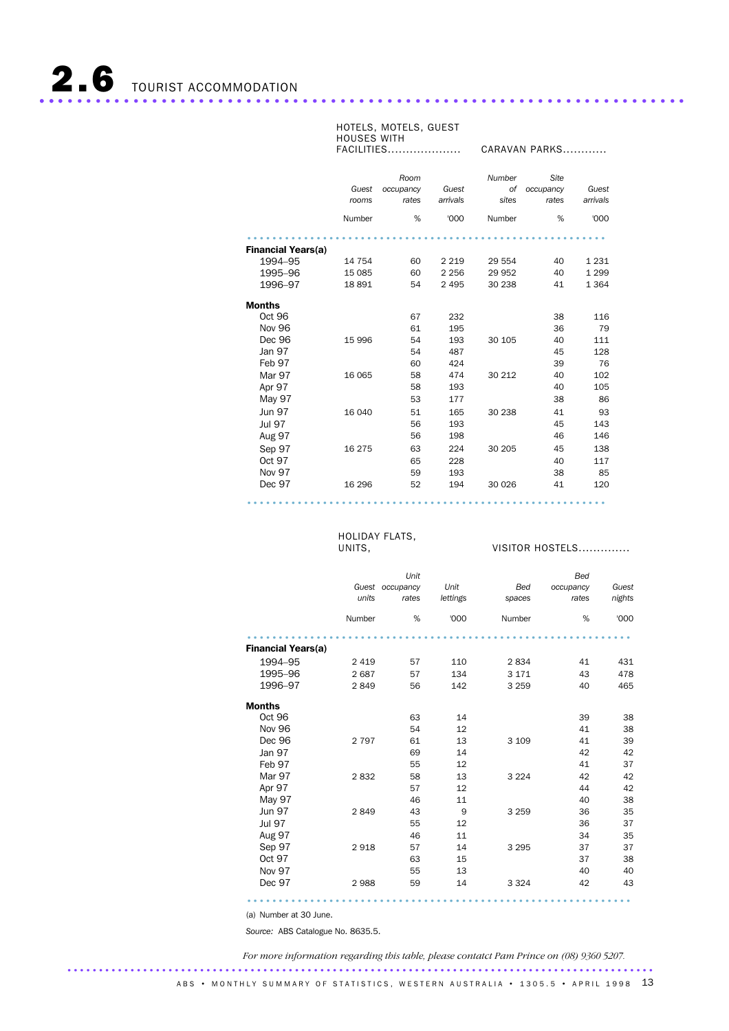# 2.6 TOURIST ACCOMMODATION

| | HOTELS, MOTELS, GUEST HOUSES WITH FACILITIES | | | CARAVAN PARKS | | |
|---|---|---|---|---|---|---|
| | Guest rooms | Room occupancy rates | Guest arrivals | Number of sites | Site occupancy rates | Guest arrivals |
| | Number | % | '000 | Number | % | '000 |
| **Financial Years(a)** | | | | | | |
| 1994–95 | 14 754 | 60 | 2 219 | 29 554 | 40 | 1 231 |
| 1995–96 | 15 085 | 60 | 2 256 | 29 952 | 40 | 1 299 |
| 1996–97 | 18 891 | 54 | 2 495 | 30 238 | 41 | 1 364 |
| **Months** | | | | | | |
| Oct 96 | | 67 | 232 | | 38 | 116 |
| Nov 96 | | 61 | 195 | | 36 | 79 |
| Dec 96 | 15 996 | 54 | 193 | 30 105 | 40 | 111 |
| Jan 97 | | 54 | 487 | | 45 | 128 |
| Feb 97 | | 60 | 424 | | 39 | 76 |
| Mar 97 | 16 065 | 58 | 474 | 30 212 | 40 | 102 |
| Apr 97 | | 58 | 193 | | 40 | 105 |
| May 97 | | 53 | 177 | | 38 | 86 |
| Jun 97 | 16 040 | 51 | 165 | 30 238 | 41 | 93 |
| Jul 97 | | 56 | 193 | | 45 | 143 |
| Aug 97 | | 56 | 198 | | 46 | 146 |
| Sep 97 | 16 275 | 63 | 224 | 30 205 | 45 | 138 |
| Oct 97 | | 65 | 228 | | 40 | 117 |
| Nov 97 | | 59 | 193 | | 38 | 85 |
| Dec 97 | 16 296 | 52 | 194 | 30 026 | 41 | 120 |

| | HOLIDAY FLATS, UNITS, | | | VISITOR HOSTELS | | |
|---|---|---|---|---|---|---|
| | Guest units | Unit occupancy rates | Unit lettings | Bed spaces | Bed occupancy rates | Guest nights |
| | Number | % | '000 | Number | % | '000 |
| **Financial Years(a)** | | | | | | |
| 1994–95 | 2 419 | 57 | 110 | 2 834 | 41 | 431 |
| 1995–96 | 2 687 | 57 | 134 | 3 171 | 43 | 478 |
| 1996–97 | 2 849 | 56 | 142 | 3 259 | 40 | 465 |
| **Months** | | | | | | |
| Oct 96 | | 63 | 14 | | 39 | 38 |
| Nov 96 | | 54 | 12 | | 41 | 38 |
| Dec 96 | 2 797 | 61 | 13 | 3 109 | 41 | 39 |
| Jan 97 | | 69 | 14 | | 42 | 42 |
| Feb 97 | | 55 | 12 | | 41 | 37 |
| Mar 97 | 2 832 | 58 | 13 | 3 224 | 42 | 42 |
| Apr 97 | | 57 | 12 | | 44 | 42 |
| May 97 | | 46 | 11 | | 40 | 38 |
| Jun 97 | 2 849 | 43 | 9 | 3 259 | 36 | 35 |
| Jul 97 | | 55 | 12 | | 36 | 37 |
| Aug 97 | | 46 | 11 | | 34 | 35 |
| Sep 97 | 2 918 | 57 | 14 | 3 295 | 37 | 37 |
| Oct 97 | | 63 | 15 | | 37 | 38 |
| Nov 97 | | 55 | 13 | | 40 | 40 |
| Dec 97 | 2 988 | 59 | 14 | 3 324 | 42 | 43 |

(a) Number at 30 June.

*Source:* ABS Catalogue No. 8635.5.

*For more information regarding this table, please contatct Pam Prince on (08) 9360 5207.*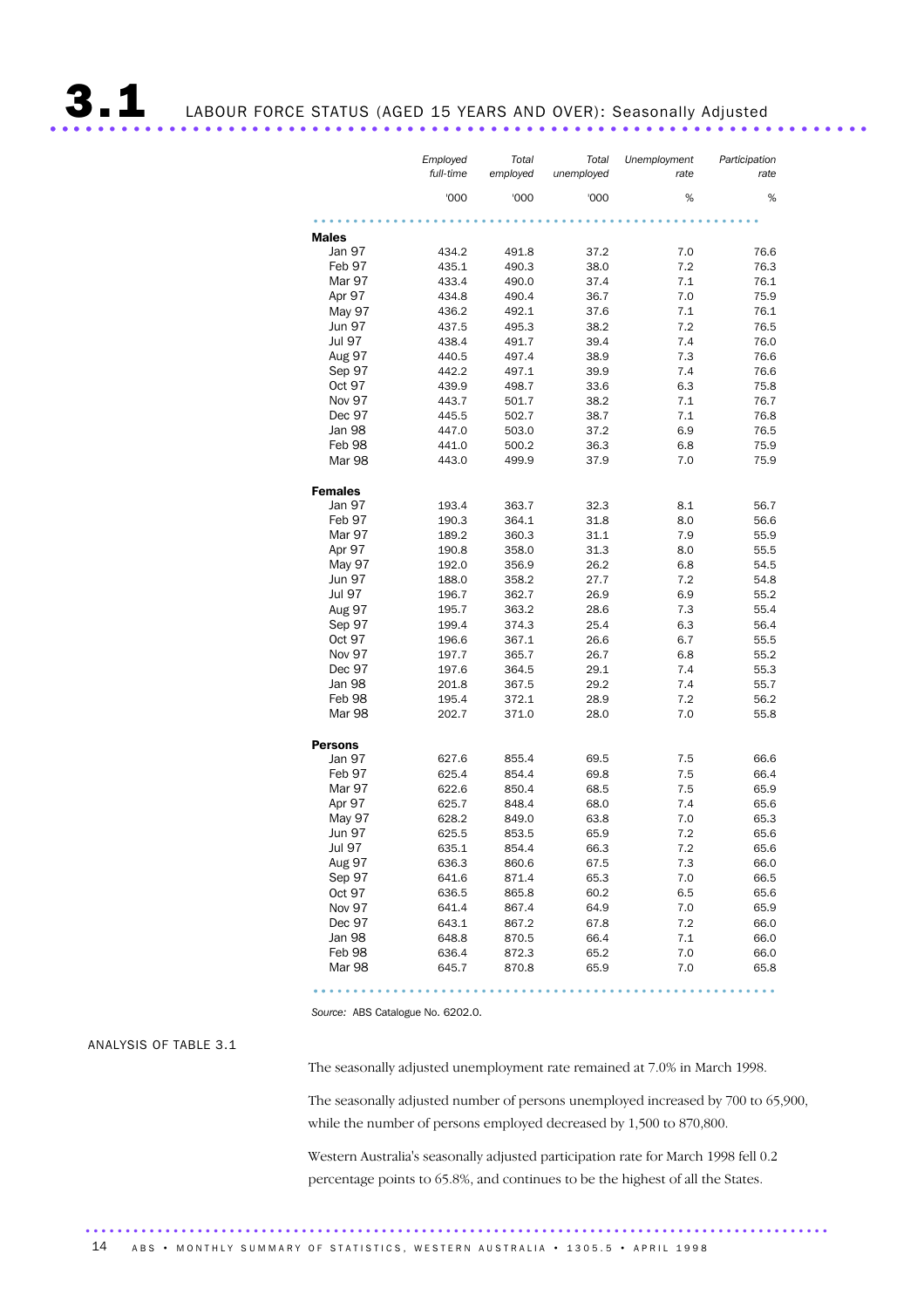# 3.1 LABOUR FORCE STATUS (AGED 15 YEARS AND OVER): Seasonally Adjusted

| | *Employed full-time* | *Total employed* | *Total unemployed* | *Unemployment rate* | *Participation rate* |
|---|---|---|---|---|---|
| | '000 | '000 | '000 | % | % |
| **Males** | | | | | |
| Jan 97 | 434.2 | 491.8 | 37.2 | 7.0 | 76.6 |
| Feb 97 | 435.1 | 490.3 | 38.0 | 7.2 | 76.3 |
| Mar 97 | 433.4 | 490.0 | 37.4 | 7.1 | 76.1 |
| Apr 97 | 434.8 | 490.4 | 36.7 | 7.0 | 75.9 |
| May 97 | 436.2 | 492.1 | 37.6 | 7.1 | 76.1 |
| Jun 97 | 437.5 | 495.3 | 38.2 | 7.2 | 76.5 |
| Jul 97 | 438.4 | 491.7 | 39.4 | 7.4 | 76.0 |
| Aug 97 | 440.5 | 497.4 | 38.9 | 7.3 | 76.6 |
| Sep 97 | 442.2 | 497.1 | 39.9 | 7.4 | 76.6 |
| Oct 97 | 439.9 | 498.7 | 33.6 | 6.3 | 75.8 |
| Nov 97 | 443.7 | 501.7 | 38.2 | 7.1 | 76.7 |
| Dec 97 | 445.5 | 502.7 | 38.7 | 7.1 | 76.8 |
| Jan 98 | 447.0 | 503.0 | 37.2 | 6.9 | 76.5 |
| Feb 98 | 441.0 | 500.2 | 36.3 | 6.8 | 75.9 |
| Mar 98 | 443.0 | 499.9 | 37.9 | 7.0 | 75.9 |
| **Females** | | | | | |
| Jan 97 | 193.4 | 363.7 | 32.3 | 8.1 | 56.7 |
| Feb 97 | 190.3 | 364.1 | 31.8 | 8.0 | 56.6 |
| Mar 97 | 189.2 | 360.3 | 31.1 | 7.9 | 55.9 |
| Apr 97 | 190.8 | 358.0 | 31.3 | 8.0 | 55.5 |
| May 97 | 192.0 | 356.9 | 26.2 | 6.8 | 54.5 |
| Jun 97 | 188.0 | 358.2 | 27.7 | 7.2 | 54.8 |
| Jul 97 | 196.7 | 362.7 | 26.9 | 6.9 | 55.2 |
| Aug 97 | 195.7 | 363.2 | 28.6 | 7.3 | 55.4 |
| Sep 97 | 199.4 | 374.3 | 25.4 | 6.3 | 56.4 |
| Oct 97 | 196.6 | 367.1 | 26.6 | 6.7 | 55.5 |
| Nov 97 | 197.7 | 365.7 | 26.7 | 6.8 | 55.2 |
| Dec 97 | 197.6 | 364.5 | 29.1 | 7.4 | 55.3 |
| Jan 98 | 201.8 | 367.5 | 29.2 | 7.4 | 55.7 |
| Feb 98 | 195.4 | 372.1 | 28.9 | 7.2 | 56.2 |
| Mar 98 | 202.7 | 371.0 | 28.0 | 7.0 | 55.8 |
| **Persons** | | | | | |
| Jan 97 | 627.6 | 855.4 | 69.5 | 7.5 | 66.6 |
| Feb 97 | 625.4 | 854.4 | 69.8 | 7.5 | 66.4 |
| Mar 97 | 622.6 | 850.4 | 68.5 | 7.5 | 65.9 |
| Apr 97 | 625.7 | 848.4 | 68.0 | 7.4 | 65.6 |
| May 97 | 628.2 | 849.0 | 63.8 | 7.0 | 65.3 |
| Jun 97 | 625.5 | 853.5 | 65.9 | 7.2 | 65.6 |
| Jul 97 | 635.1 | 854.4 | 66.3 | 7.2 | 65.6 |
| Aug 97 | 636.3 | 860.6 | 67.5 | 7.3 | 66.0 |
| Sep 97 | 641.6 | 871.4 | 65.3 | 7.0 | 66.5 |
| Oct 97 | 636.5 | 865.8 | 60.2 | 6.5 | 65.6 |
| Nov 97 | 641.4 | 867.4 | 64.9 | 7.0 | 65.9 |
| Dec 97 | 643.1 | 867.2 | 67.8 | 7.2 | 66.0 |
| Jan 98 | 648.8 | 870.5 | 66.4 | 7.1 | 66.0 |
| Feb 98 | 636.4 | 872.3 | 65.2 | 7.0 | 66.0 |
| Mar 98 | 645.7 | 870.8 | 65.9 | 7.0 | 65.8 |

*Source:* ABS Catalogue No. 6202.0.

ANALYSIS OF TABLE 3.1

The seasonally adjusted unemployment rate remained at 7.0% in March 1998.

The seasonally adjusted number of persons unemployed increased by 700 to 65,900, while the number of persons employed decreased by 1,500 to 870,800.

Western Australia's seasonally adjusted participation rate for March 1998 fell 0.2 percentage points to 65.8%, and continues to be the highest of all the States.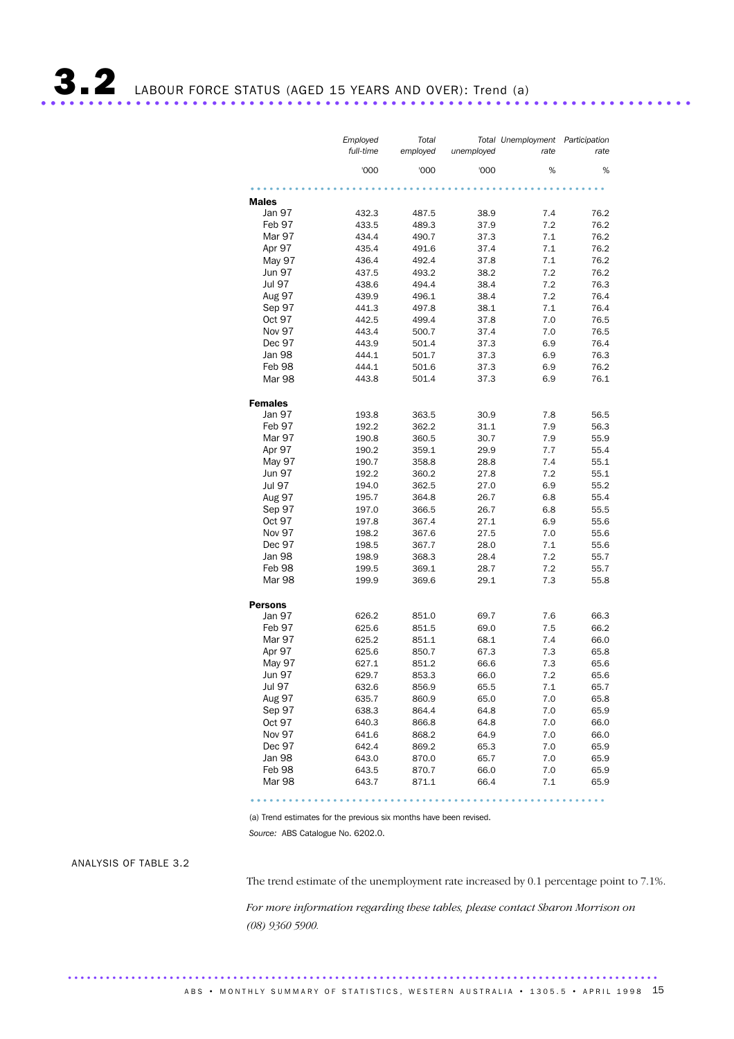# 3.2 LABOUR FORCE STATUS (AGED 15 YEARS AND OVER): Trend (a)

| | Employed full-time | Total employed | Total unemployed | Unemployment rate | Participation rate |
|---|---|---|---|---|---|
| | '000 | '000 | '000 | % | % |
| **Males** | | | | | |
| Jan 97 | 432.3 | 487.5 | 38.9 | 7.4 | 76.2 |
| Feb 97 | 433.5 | 489.3 | 37.9 | 7.2 | 76.2 |
| Mar 97 | 434.4 | 490.7 | 37.3 | 7.1 | 76.2 |
| Apr 97 | 435.4 | 491.6 | 37.4 | 7.1 | 76.2 |
| May 97 | 436.4 | 492.4 | 37.8 | 7.1 | 76.2 |
| Jun 97 | 437.5 | 493.2 | 38.2 | 7.2 | 76.2 |
| Jul 97 | 438.6 | 494.4 | 38.4 | 7.2 | 76.3 |
| Aug 97 | 439.9 | 496.1 | 38.4 | 7.2 | 76.4 |
| Sep 97 | 441.3 | 497.8 | 38.1 | 7.1 | 76.4 |
| Oct 97 | 442.5 | 499.4 | 37.8 | 7.0 | 76.5 |
| Nov 97 | 443.4 | 500.7 | 37.4 | 7.0 | 76.5 |
| Dec 97 | 443.9 | 501.4 | 37.3 | 6.9 | 76.4 |
| Jan 98 | 444.1 | 501.7 | 37.3 | 6.9 | 76.3 |
| Feb 98 | 444.1 | 501.6 | 37.3 | 6.9 | 76.2 |
| Mar 98 | 443.8 | 501.4 | 37.3 | 6.9 | 76.1 |
| **Females** | | | | | |
| Jan 97 | 193.8 | 363.5 | 30.9 | 7.8 | 56.5 |
| Feb 97 | 192.2 | 362.2 | 31.1 | 7.9 | 56.3 |
| Mar 97 | 190.8 | 360.5 | 30.7 | 7.9 | 55.9 |
| Apr 97 | 190.2 | 359.1 | 29.9 | 7.7 | 55.4 |
| May 97 | 190.7 | 358.8 | 28.8 | 7.4 | 55.1 |
| Jun 97 | 192.2 | 360.2 | 27.8 | 7.2 | 55.1 |
| Jul 97 | 194.0 | 362.5 | 27.0 | 6.9 | 55.2 |
| Aug 97 | 195.7 | 364.8 | 26.7 | 6.8 | 55.4 |
| Sep 97 | 197.0 | 366.5 | 26.7 | 6.8 | 55.5 |
| Oct 97 | 197.8 | 367.4 | 27.1 | 6.9 | 55.6 |
| Nov 97 | 198.2 | 367.6 | 27.5 | 7.0 | 55.6 |
| Dec 97 | 198.5 | 367.7 | 28.0 | 7.1 | 55.6 |
| Jan 98 | 198.9 | 368.3 | 28.4 | 7.2 | 55.7 |
| Feb 98 | 199.5 | 369.1 | 28.7 | 7.2 | 55.7 |
| Mar 98 | 199.9 | 369.6 | 29.1 | 7.3 | 55.8 |
| **Persons** | | | | | |
| Jan 97 | 626.2 | 851.0 | 69.7 | 7.6 | 66.3 |
| Feb 97 | 625.6 | 851.5 | 69.0 | 7.5 | 66.2 |
| Mar 97 | 625.2 | 851.1 | 68.1 | 7.4 | 66.0 |
| Apr 97 | 625.6 | 850.7 | 67.3 | 7.3 | 65.8 |
| May 97 | 627.1 | 851.2 | 66.6 | 7.3 | 65.6 |
| Jun 97 | 629.7 | 853.3 | 66.0 | 7.2 | 65.6 |
| Jul 97 | 632.6 | 856.9 | 65.5 | 7.1 | 65.7 |
| Aug 97 | 635.7 | 860.9 | 65.0 | 7.0 | 65.8 |
| Sep 97 | 638.3 | 864.4 | 64.8 | 7.0 | 65.9 |
| Oct 97 | 640.3 | 866.8 | 64.8 | 7.0 | 66.0 |
| Nov 97 | 641.6 | 868.2 | 64.9 | 7.0 | 66.0 |
| Dec 97 | 642.4 | 869.2 | 65.3 | 7.0 | 65.9 |
| Jan 98 | 643.0 | 870.0 | 65.7 | 7.0 | 65.9 |
| Feb 98 | 643.5 | 870.7 | 66.0 | 7.0 | 65.9 |
| Mar 98 | 643.7 | 871.1 | 66.4 | 7.1 | 65.9 |

(a) Trend estimates for the previous six months have been revised.

*Source:* ABS Catalogue No. 6202.0.

ANALYSIS OF TABLE 3.2

The trend estimate of the unemployment rate increased by 0.1 percentage point to 7.1%.

*For more information regarding these tables, please contact Sharon Morrison on (08) 9360 5900.*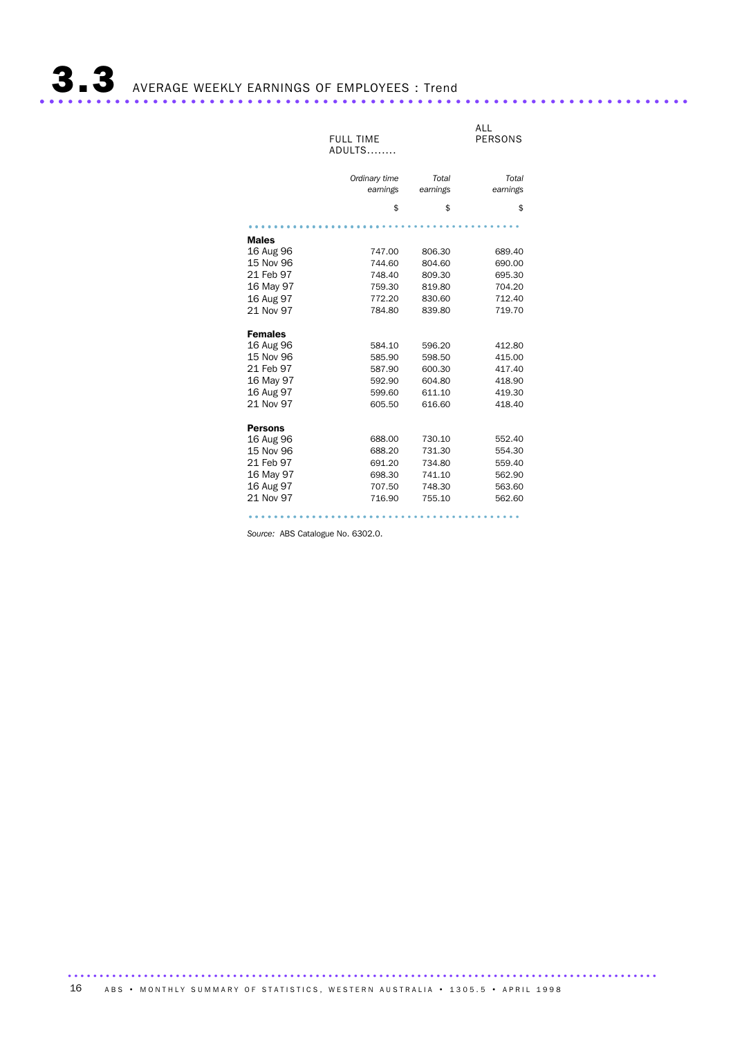# 3.3 AVERAGE WEEKLY EARNINGS OF EMPLOYEES : Trend

| | FULL TIME ADULTS........ | | ALL PERSONS |
|---|---|---|---|
| | *Ordinary time earnings* | *Total earnings* | *Total earnings* |
| | $ | $ | $ |
| **Males** | | | |
| 16 Aug 96 | 747.00 | 806.30 | 689.40 |
| 15 Nov 96 | 744.60 | 804.60 | 690.00 |
| 21 Feb 97 | 748.40 | 809.30 | 695.30 |
| 16 May 97 | 759.30 | 819.80 | 704.20 |
| 16 Aug 97 | 772.20 | 830.60 | 712.40 |
| 21 Nov 97 | 784.80 | 839.80 | 719.70 |
| **Females** | | | |
| 16 Aug 96 | 584.10 | 596.20 | 412.80 |
| 15 Nov 96 | 585.90 | 598.50 | 415.00 |
| 21 Feb 97 | 587.90 | 600.30 | 417.40 |
| 16 May 97 | 592.90 | 604.80 | 418.90 |
| 16 Aug 97 | 599.60 | 611.10 | 419.30 |
| 21 Nov 97 | 605.50 | 616.60 | 418.40 |
| **Persons** | | | |
| 16 Aug 96 | 688.00 | 730.10 | 552.40 |
| 15 Nov 96 | 688.20 | 731.30 | 554.30 |
| 21 Feb 97 | 691.20 | 734.80 | 559.40 |
| 16 May 97 | 698.30 | 741.10 | 562.90 |
| 16 Aug 97 | 707.50 | 748.30 | 563.60 |
| 21 Nov 97 | 716.90 | 755.10 | 562.60 |

*Source:* ABS Catalogue No. 6302.0.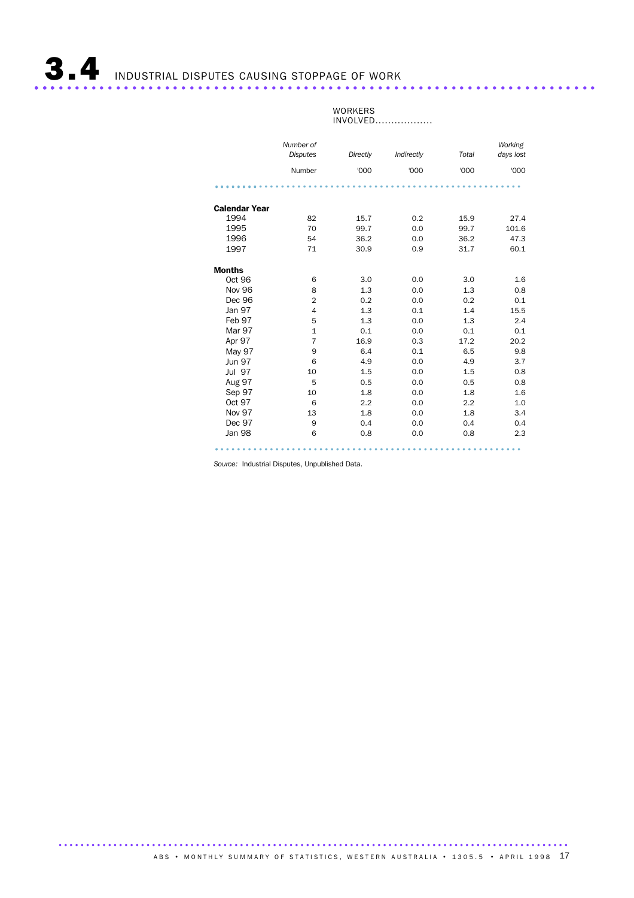# 3.4 INDUSTRIAL DISPUTES CAUSING STOPPAGE OF WORK

| | Number of Disputes | WORKERS INVOLVED | | | Working days lost |
|---|---|---|---|---|---|
| | | *Directly* | *Indirectly* | *Total* | |
| | Number | '000 | '000 | '000 | '000 |
| **Calendar Year** | | | | | |
| 1994 | 82 | 15.7 | 0.2 | 15.9 | 27.4 |
| 1995 | 70 | 99.7 | 0.0 | 99.7 | 101.6 |
| 1996 | 54 | 36.2 | 0.0 | 36.2 | 47.3 |
| 1997 | 71 | 30.9 | 0.9 | 31.7 | 60.1 |
| **Months** | | | | | |
| Oct 96 | 6 | 3.0 | 0.0 | 3.0 | 1.6 |
| Nov 96 | 8 | 1.3 | 0.0 | 1.3 | 0.8 |
| Dec 96 | 2 | 0.2 | 0.0 | 0.2 | 0.1 |
| Jan 97 | 4 | 1.3 | 0.1 | 1.4 | 15.5 |
| Feb 97 | 5 | 1.3 | 0.0 | 1.3 | 2.4 |
| Mar 97 | 1 | 0.1 | 0.0 | 0.1 | 0.1 |
| Apr 97 | 7 | 16.9 | 0.3 | 17.2 | 20.2 |
| May 97 | 9 | 6.4 | 0.1 | 6.5 | 9.8 |
| Jun 97 | 6 | 4.9 | 0.0 | 4.9 | 3.7 |
| Jul 97 | 10 | 1.5 | 0.0 | 1.5 | 0.8 |
| Aug 97 | 5 | 0.5 | 0.0 | 0.5 | 0.8 |
| Sep 97 | 10 | 1.8 | 0.0 | 1.8 | 1.6 |
| Oct 97 | 6 | 2.2 | 0.0 | 2.2 | 1.0 |
| Nov 97 | 13 | 1.8 | 0.0 | 1.8 | 3.4 |
| Dec 97 | 9 | 0.4 | 0.0 | 0.4 | 0.4 |
| Jan 98 | 6 | 0.8 | 0.0 | 0.8 | 2.3 |

*Source:* Industrial Disputes, Unpublished Data.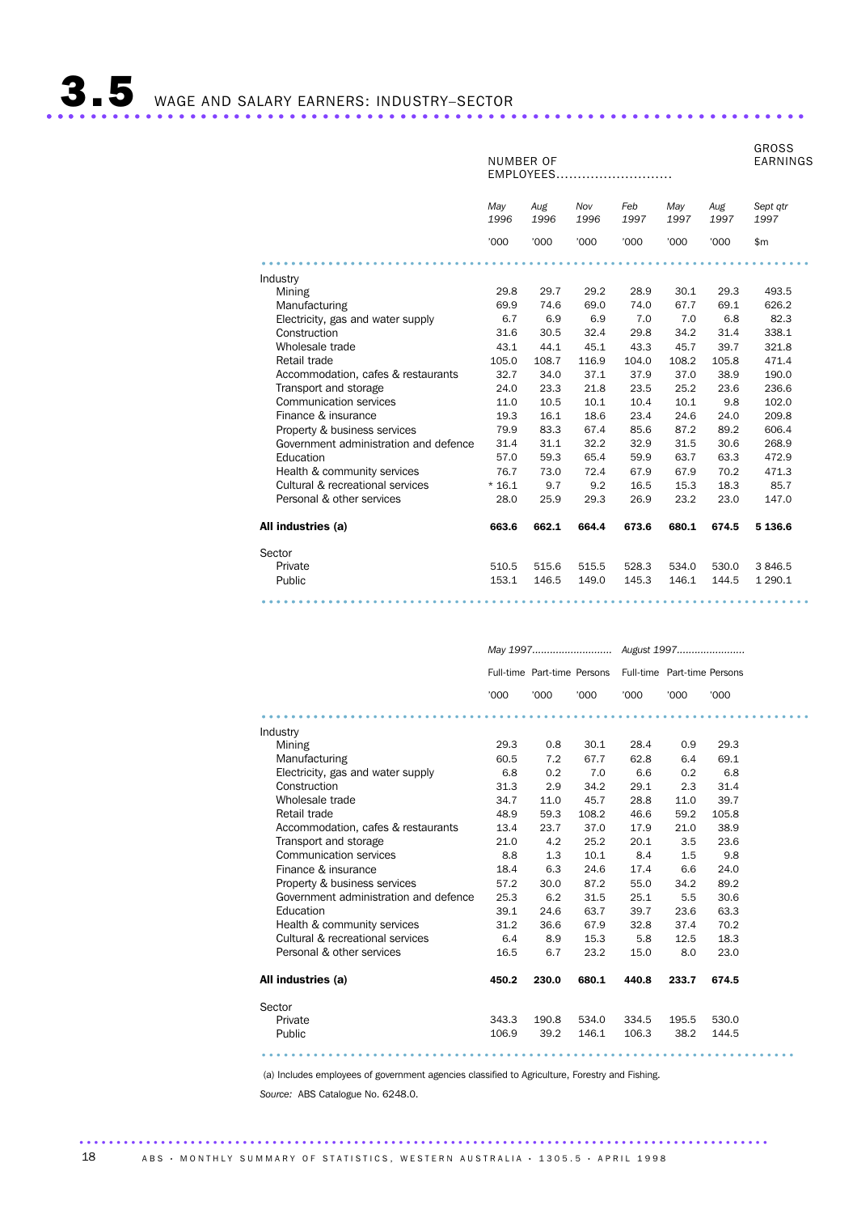# 3.5 WAGE AND SALARY EARNERS: INDUSTRY–SECTOR

| | NUMBER OF EMPLOYEES | | | | | | GROSS EARNINGS |
|---|---|---|---|---|---|---|---|
| | *May 1996* | *Aug 1996* | *Nov 1996* | *Feb 1997* | *May 1997* | *Aug 1997* | *Sept qtr 1997* |
| | '000 | '000 | '000 | '000 | '000 | '000 | $m |
| Industry | | | | | | | |
| Mining | 29.8 | 29.7 | 29.2 | 28.9 | 30.1 | 29.3 | 493.5 |
| Manufacturing | 69.9 | 74.6 | 69.0 | 74.0 | 67.7 | 69.1 | 626.2 |
| Electricity, gas and water supply | 6.7 | 6.9 | 6.9 | 7.0 | 7.0 | 6.8 | 82.3 |
| Construction | 31.6 | 30.5 | 32.4 | 29.8 | 34.2 | 31.4 | 338.1 |
| Wholesale trade | 43.1 | 44.1 | 45.1 | 43.3 | 45.7 | 39.7 | 321.8 |
| Retail trade | 105.0 | 108.7 | 116.9 | 104.0 | 108.2 | 105.8 | 471.4 |
| Accommodation, cafes & restaurants | 32.7 | 34.0 | 37.1 | 37.9 | 37.0 | 38.9 | 190.0 |
| Transport and storage | 24.0 | 23.3 | 21.8 | 23.5 | 25.2 | 23.6 | 236.6 |
| Communication services | 11.0 | 10.5 | 10.1 | 10.4 | 10.1 | 9.8 | 102.0 |
| Finance & insurance | 19.3 | 16.1 | 18.6 | 23.4 | 24.6 | 24.0 | 209.8 |
| Property & business services | 79.9 | 83.3 | 67.4 | 85.6 | 87.2 | 89.2 | 606.4 |
| Government administration and defence | 31.4 | 31.1 | 32.2 | 32.9 | 31.5 | 30.6 | 268.9 |
| Education | 57.0 | 59.3 | 65.4 | 59.9 | 63.7 | 63.3 | 472.9 |
| Health & community services | 76.7 | 73.0 | 72.4 | 67.9 | 67.9 | 70.2 | 471.3 |
| Cultural & recreational services | * 16.1 | 9.7 | 9.2 | 16.5 | 15.3 | 18.3 | 85.7 |
| Personal & other services | 28.0 | 25.9 | 29.3 | 26.9 | 23.2 | 23.0 | 147.0 |
| **All industries (a)** | **663.6** | **662.1** | **664.4** | **673.6** | **680.1** | **674.5** | **5 136.6** |
| Sector | | | | | | | |
| Private | 510.5 | 515.6 | 515.5 | 528.3 | 534.0 | 530.0 | 3 846.5 |
| Public | 153.1 | 146.5 | 149.0 | 145.3 | 146.1 | 144.5 | 1 290.1 |

| | *May 1997* | | | *August 1997* | | |
|---|---|---|---|---|---|---|
| | Full-time | Part-time | Persons | Full-time | Part-time | Persons |
| | '000 | '000 | '000 | '000 | '000 | '000 |
| Industry | | | | | | |
| Mining | 29.3 | 0.8 | 30.1 | 28.4 | 0.9 | 29.3 |
| Manufacturing | 60.5 | 7.2 | 67.7 | 62.8 | 6.4 | 69.1 |
| Electricity, gas and water supply | 6.8 | 0.2 | 7.0 | 6.6 | 0.2 | 6.8 |
| Construction | 31.3 | 2.9 | 34.2 | 29.1 | 2.3 | 31.4 |
| Wholesale trade | 34.7 | 11.0 | 45.7 | 28.8 | 11.0 | 39.7 |
| Retail trade | 48.9 | 59.3 | 108.2 | 46.6 | 59.2 | 105.8 |
| Accommodation, cafes & restaurants | 13.4 | 23.7 | 37.0 | 17.9 | 21.0 | 38.9 |
| Transport and storage | 21.0 | 4.2 | 25.2 | 20.1 | 3.5 | 23.6 |
| Communication services | 8.8 | 1.3 | 10.1 | 8.4 | 1.5 | 9.8 |
| Finance & insurance | 18.4 | 6.3 | 24.6 | 17.4 | 6.6 | 24.0 |
| Property & business services | 57.2 | 30.0 | 87.2 | 55.0 | 34.2 | 89.2 |
| Government administration and defence | 25.3 | 6.2 | 31.5 | 25.1 | 5.5 | 30.6 |
| Education | 39.1 | 24.6 | 63.7 | 39.7 | 23.6 | 63.3 |
| Health & community services | 31.2 | 36.6 | 67.9 | 32.8 | 37.4 | 70.2 |
| Cultural & recreational services | 6.4 | 8.9 | 15.3 | 5.8 | 12.5 | 18.3 |
| Personal & other services | 16.5 | 6.7 | 23.2 | 15.0 | 8.0 | 23.0 |
| **All industries (a)** | **450.2** | **230.0** | **680.1** | **440.8** | **233.7** | **674.5** |
| Sector | | | | | | |
| Private | 343.3 | 190.8 | 534.0 | 334.5 | 195.5 | 530.0 |
| Public | 106.9 | 39.2 | 146.1 | 106.3 | 38.2 | 144.5 |

(a) Includes employees of government agencies classified to Agriculture, Forestry and Fishing.

*Source:* ABS Catalogue No. 6248.0.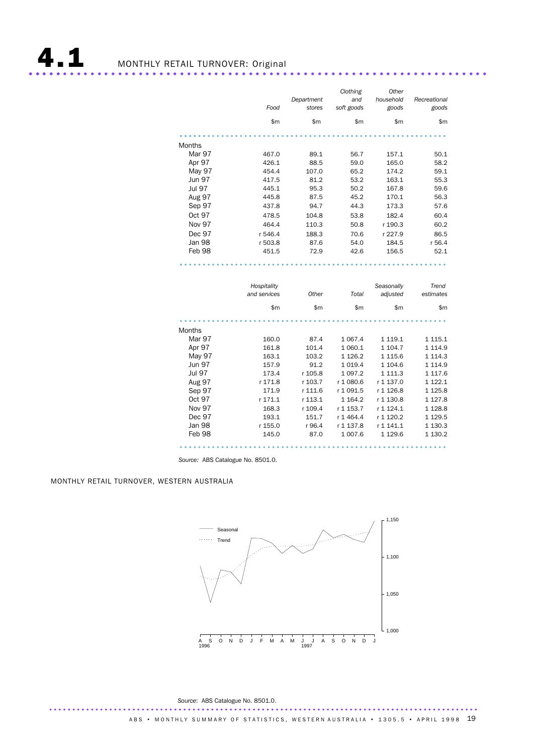# 4.1 MONTHLY RETAIL TURNOVER: Original

| | Food | Department stores | Clothing and soft goods | Other household goods | Recreational goods |
|---|---|---|---|---|---|
| | $m | $m | $m | $m | $m |
| **Months** | | | | | |
| Mar 97 | 467.0 | 89.1 | 56.7 | 157.1 | 50.1 |
| Apr 97 | 426.1 | 88.5 | 59.0 | 165.0 | 58.2 |
| May 97 | 454.4 | 107.0 | 65.2 | 174.2 | 59.1 |
| Jun 97 | 417.5 | 81.2 | 53.2 | 163.1 | 55.3 |
| Jul 97 | 445.1 | 95.3 | 50.2 | 167.8 | 59.6 |
| Aug 97 | 445.8 | 87.5 | 45.2 | 170.1 | 56.3 |
| Sep 97 | 437.8 | 94.7 | 44.3 | 173.3 | 57.6 |
| Oct 97 | 478.5 | 104.8 | 53.8 | 182.4 | 60.4 |
| Nov 97 | 464.4 | 110.3 | 50.8 | r 190.3 | 60.2 |
| Dec 97 | r 546.4 | 188.3 | 70.6 | r 227.9 | 86.5 |
| Jan 98 | r 503.8 | 87.6 | 54.0 | 184.5 | r 56.4 |
| Feb 98 | 451.5 | 72.9 | 42.6 | 156.5 | 52.1 |

| | Hospitality and services | Other | Total | Seasonally adjusted | Trend estimates |
|---|---|---|---|---|---|
| | $m | $m | $m | $m | $m |
| **Months** | | | | | |
| Mar 97 | 160.0 | 87.4 | 1 067.4 | 1 119.1 | 1 115.1 |
| Apr 97 | 161.8 | 101.4 | 1 060.1 | 1 104.7 | 1 114.9 |
| May 97 | 163.1 | 103.2 | 1 126.2 | 1 115.6 | 1 114.3 |
| Jun 97 | 157.9 | 91.2 | 1 019.4 | 1 104.6 | 1 114.9 |
| Jul 97 | 173.4 | r 105.8 | 1 097.2 | 1 111.3 | 1 117.6 |
| Aug 97 | r 171.8 | r 103.7 | r 1 080.6 | r 1 137.0 | 1 122.1 |
| Sep 97 | 171.9 | r 111.6 | r 1 091.5 | r 1 126.8 | 1 125.8 |
| Oct 97 | r 171.1 | r 113.1 | 1 164.2 | r 1 130.8 | 1 127.8 |
| Nov 97 | 168.3 | r 109.4 | r 1 153.7 | r 1 124.1 | 1 128.8 |
| Dec 97 | 193.1 | 151.7 | r 1 464.4 | r 1 120.2 | 1 129.5 |
| Jan 98 | r 155.0 | r 96.4 | r 1 137.8 | r 1 141.1 | 1 130.3 |
| Feb 98 | 145.0 | 87.0 | 1 007.6 | 1 129.6 | 1 130.2 |

*Source:* ABS Catalogue No. 8501.0.

MONTHLY RETAIL TURNOVER, WESTERN AUSTRALIA

Seasonal
Trend

1,150
1,100
1,050
1,000

A S O N D J F M A M J J A S O N D J
1996 1997

*Source:* ABS Catalogue No. 8501.0.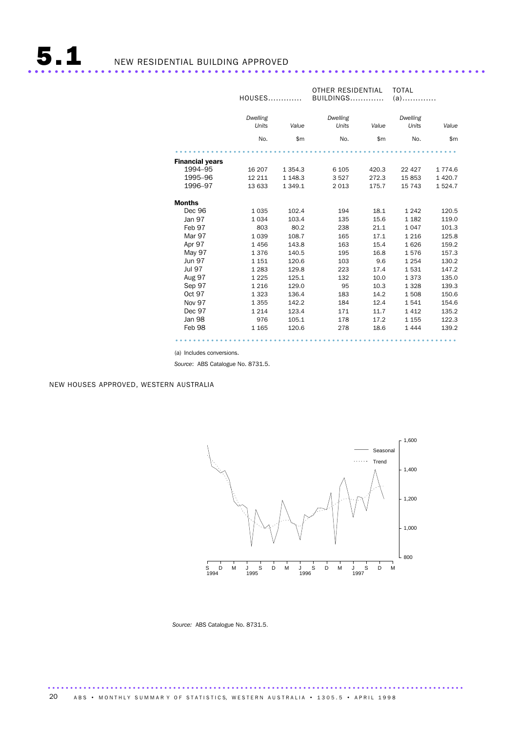# 5.1 NEW RESIDENTIAL BUILDING APPROVED

| | HOUSES | | OTHER RESIDENTIAL BUILDINGS | | TOTAL (a) | |
|---|---|---|---|---|---|---|
| | *Dwelling Units* | *Value* | *Dwelling Units* | *Value* | *Dwelling Units* | *Value* |
| | No. | $m | No. | $m | No. | $m |
| **Financial years** | | | | | | |
| 1994–95 | 16 207 | 1 354.3 | 6 105 | 420.3 | 22 427 | 1 774.6 |
| 1995–96 | 12 211 | 1 148.3 | 3 527 | 272.3 | 15 853 | 1 420.7 |
| 1996–97 | 13 633 | 1 349.1 | 2 013 | 175.7 | 15 743 | 1 524.7 |
| **Months** | | | | | | |
| Dec 96 | 1 035 | 102.4 | 194 | 18.1 | 1 242 | 120.5 |
| Jan 97 | 1 034 | 103.4 | 135 | 15.6 | 1 182 | 119.0 |
| Feb 97 | 803 | 80.2 | 238 | 21.1 | 1 047 | 101.3 |
| Mar 97 | 1 039 | 108.7 | 165 | 17.1 | 1 216 | 125.8 |
| Apr 97 | 1 456 | 143.8 | 163 | 15.4 | 1 626 | 159.2 |
| May 97 | 1 376 | 140.5 | 195 | 16.8 | 1 576 | 157.3 |
| Jun 97 | 1 151 | 120.6 | 103 | 9.6 | 1 254 | 130.2 |
| Jul 97 | 1 283 | 129.8 | 223 | 17.4 | 1 531 | 147.2 |
| Aug 97 | 1 225 | 125.1 | 132 | 10.0 | 1 373 | 135.0 |
| Sep 97 | 1 216 | 129.0 | 95 | 10.3 | 1 328 | 139.3 |
| Oct 97 | 1 323 | 136.4 | 183 | 14.2 | 1 508 | 150.6 |
| Nov 97 | 1 355 | 142.2 | 184 | 12.4 | 1 541 | 154.6 |
| Dec 97 | 1 214 | 123.4 | 171 | 11.7 | 1 412 | 135.2 |
| Jan 98 | 976 | 105.1 | 178 | 17.2 | 1 155 | 122.3 |
| Feb 98 | 1 165 | 120.6 | 278 | 18.6 | 1 444 | 139.2 |

(a) Includes conversions.

*Source*: ABS Catalogue No. 8731.5.

NEW HOUSES APPROVED, WESTERN AUSTRALIA

Seasonal
Trend
1,600
1,400
1,200
1,000
800
S D M J S D M J S D M J S D M
1994 1995 1996 1997

*Source:* ABS Catalogue No. 8731.5.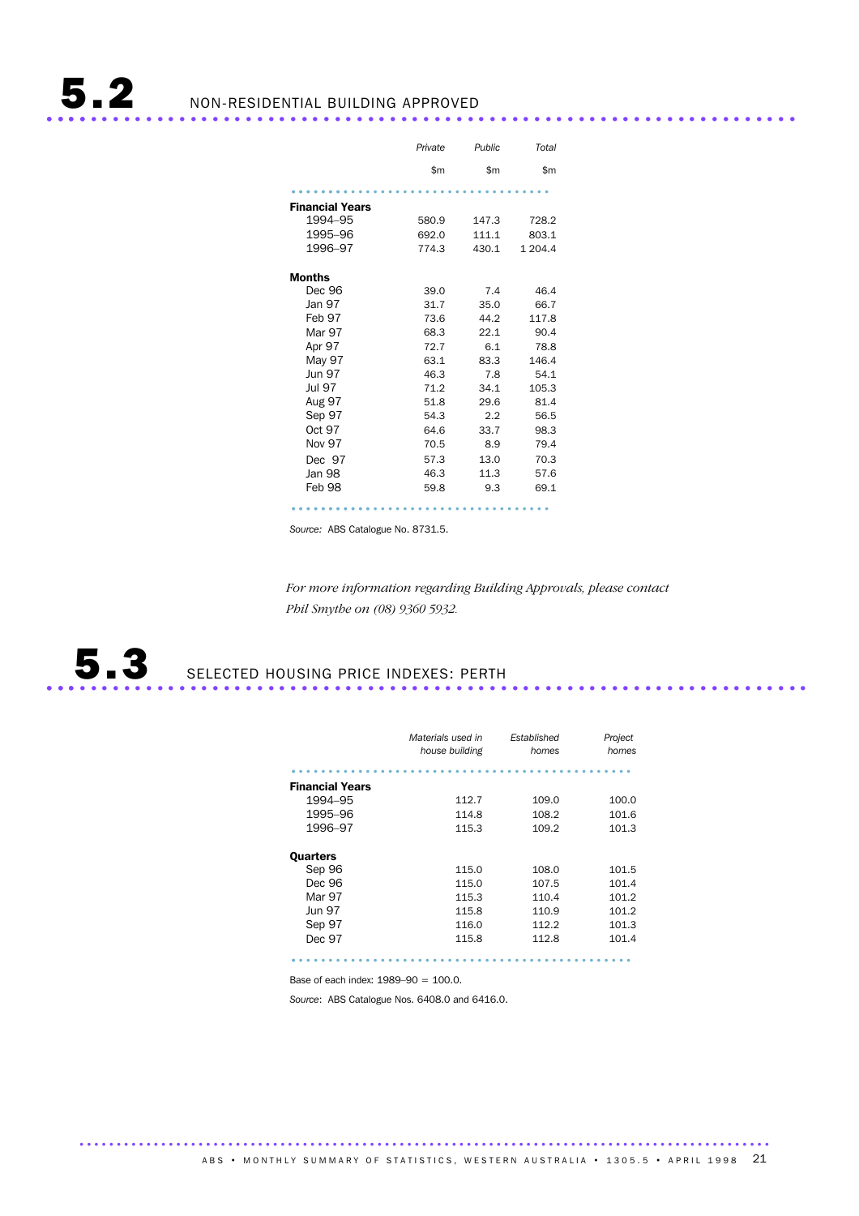## 5.2 NON-RESIDENTIAL BUILDING APPROVED

| | *Private* | *Public* | *Total* |
|---|---|---|---|
| | $m | $m | $m |
| **Financial Years** | | | |
| 1994–95 | 580.9 | 147.3 | 728.2 |
| 1995–96 | 692.0 | 111.1 | 803.1 |
| 1996–97 | 774.3 | 430.1 | 1 204.4 |
| **Months** | | | |
| Dec 96 | 39.0 | 7.4 | 46.4 |
| Jan 97 | 31.7 | 35.0 | 66.7 |
| Feb 97 | 73.6 | 44.2 | 117.8 |
| Mar 97 | 68.3 | 22.1 | 90.4 |
| Apr 97 | 72.7 | 6.1 | 78.8 |
| May 97 | 63.1 | 83.3 | 146.4 |
| Jun 97 | 46.3 | 7.8 | 54.1 |
| Jul 97 | 71.2 | 34.1 | 105.3 |
| Aug 97 | 51.8 | 29.6 | 81.4 |
| Sep 97 | 54.3 | 2.2 | 56.5 |
| Oct 97 | 64.6 | 33.7 | 98.3 |
| Nov 97 | 70.5 | 8.9 | 79.4 |
| Dec 97 | 57.3 | 13.0 | 70.3 |
| Jan 98 | 46.3 | 11.3 | 57.6 |
| Feb 98 | 59.8 | 9.3 | 69.1 |

*Source:* ABS Catalogue No. 8731.5.

*For more information regarding Building Approvals, please contact Phil Smythe on (08) 9360 5932.*

## 5.3 SELECTED HOUSING PRICE INDEXES: PERTH

| | *Materials used in house building* | *Established homes* | *Project homes* |
|---|---|---|---|
| **Financial Years** | | | |
| 1994–95 | 112.7 | 109.0 | 100.0 |
| 1995–96 | 114.8 | 108.2 | 101.6 |
| 1996–97 | 115.3 | 109.2 | 101.3 |
| **Quarters** | | | |
| Sep 96 | 115.0 | 108.0 | 101.5 |
| Dec 96 | 115.0 | 107.5 | 101.4 |
| Mar 97 | 115.3 | 110.4 | 101.2 |
| Jun 97 | 115.8 | 110.9 | 101.2 |
| Sep 97 | 116.0 | 112.2 | 101.3 |
| Dec 97 | 115.8 | 112.8 | 101.4 |

Base of each index: 1989–90 = 100.0.

*Source:* ABS Catalogue Nos. 6408.0 and 6416.0.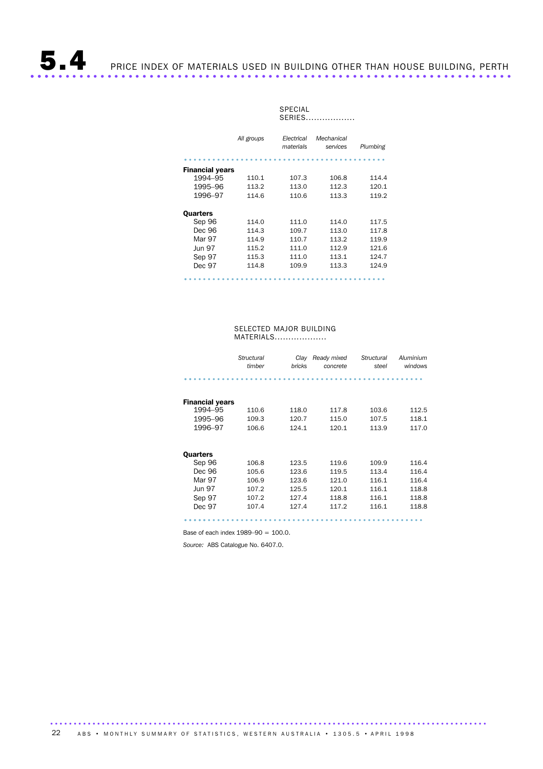# 5.4 PRICE INDEX OF MATERIALS USED IN BUILDING OTHER THAN HOUSE BUILDING, PERTH

| | SPECIAL SERIES | | | |
|---|---|---|---|---|
| | *All groups* | *Electrical materials* | *Mechanical services* | *Plumbing* |
| **Financial years** | | | | |
| 1994–95 | 110.1 | 107.3 | 106.8 | 114.4 |
| 1995–96 | 113.2 | 113.0 | 112.3 | 120.1 |
| 1996–97 | 114.6 | 110.6 | 113.3 | 119.2 |
| **Quarters** | | | | |
| Sep 96 | 114.0 | 111.0 | 114.0 | 117.5 |
| Dec 96 | 114.3 | 109.7 | 113.0 | 117.8 |
| Mar 97 | 114.9 | 110.7 | 113.2 | 119.9 |
| Jun 97 | 115.2 | 111.0 | 112.9 | 121.6 |
| Sep 97 | 115.3 | 111.0 | 113.1 | 124.7 |
| Dec 97 | 114.8 | 109.9 | 113.3 | 124.9 |

| | SELECTED MAJOR BUILDING MATERIALS | | | | |
|---|---|---|---|---|---|
| | *Structural timber* | *Clay bricks* | *Ready mixed concrete* | *Structural steel* | *Aluminium windows* |
| **Financial years** | | | | | |
| 1994–95 | 110.6 | 118.0 | 117.8 | 103.6 | 112.5 |
| 1995–96 | 109.3 | 120.7 | 115.0 | 107.5 | 118.1 |
| 1996–97 | 106.6 | 124.1 | 120.1 | 113.9 | 117.0 |
| **Quarters** | | | | | |
| Sep 96 | 106.8 | 123.5 | 119.6 | 109.9 | 116.4 |
| Dec 96 | 105.6 | 123.6 | 119.5 | 113.4 | 116.4 |
| Mar 97 | 106.9 | 123.6 | 121.0 | 116.1 | 116.4 |
| Jun 97 | 107.2 | 125.5 | 120.1 | 116.1 | 118.8 |
| Sep 97 | 107.2 | 127.4 | 118.8 | 116.1 | 118.8 |
| Dec 97 | 107.4 | 127.4 | 117.2 | 116.1 | 118.8 |

Base of each index 1989–90 = 100.0.

*Source:* ABS Catalogue No. 6407.0.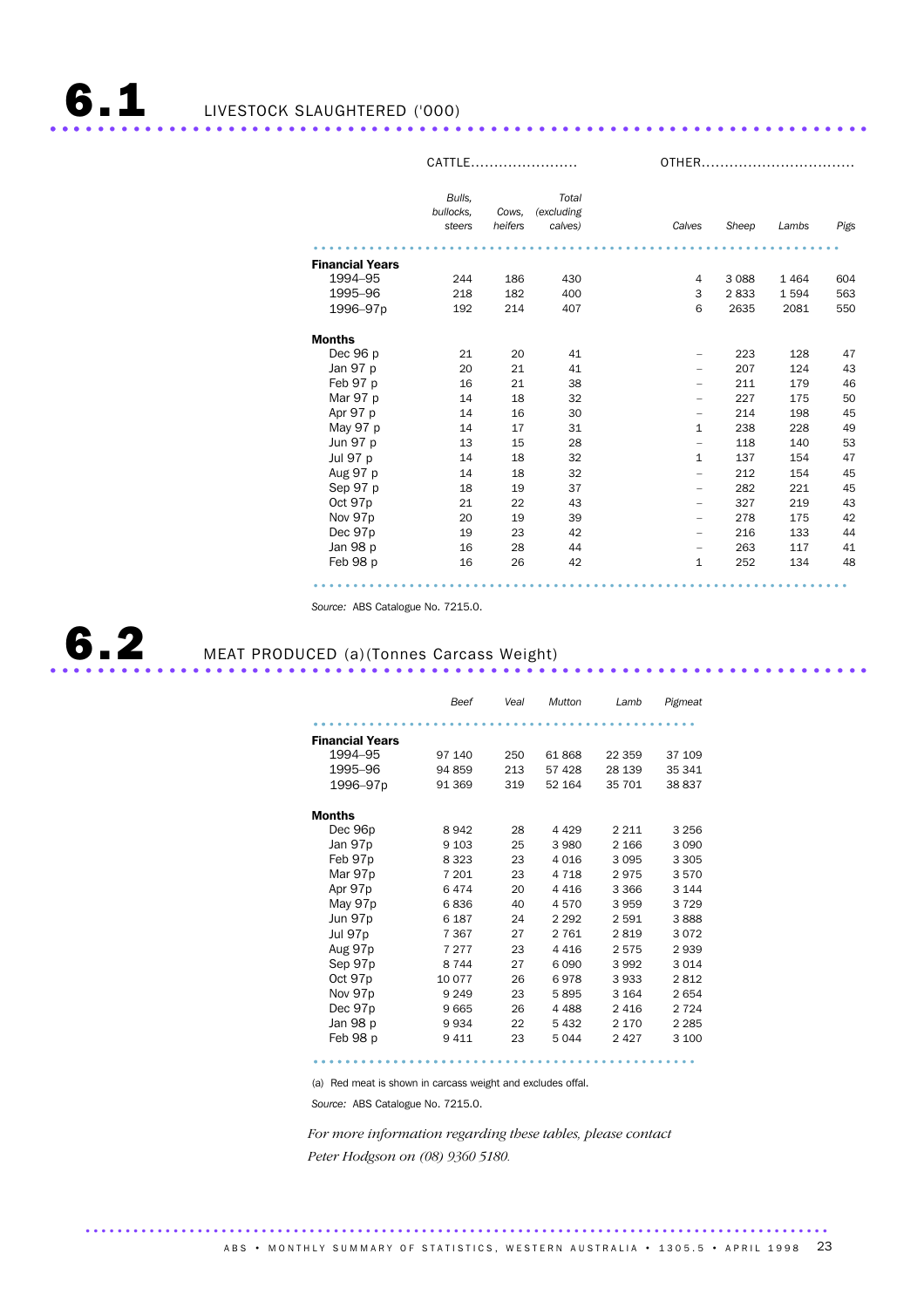# 6.1 LIVESTOCK SLAUGHTERED ('000)

| | CATTLE | | | OTHER | | | |
|---|---|---|---|---|---|---|---|
| | *Bulls, bullocks, steers* | *Cows, heifers* | *Total (excluding calves)* | *Calves* | *Sheep* | *Lambs* | *Pigs* |
| **Financial Years** | | | | | | | |
| 1994–95 | 244 | 186 | 430 | 4 | 3 088 | 1 464 | 604 |
| 1995–96 | 218 | 182 | 400 | 3 | 2 833 | 1 594 | 563 |
| 1996–97p | 192 | 214 | 407 | 6 | 2635 | 2081 | 550 |
| **Months** | | | | | | | |
| Dec 96 p | 21 | 20 | 41 | – | 223 | 128 | 47 |
| Jan 97 p | 20 | 21 | 41 | – | 207 | 124 | 43 |
| Feb 97 p | 16 | 21 | 38 | – | 211 | 179 | 46 |
| Mar 97 p | 14 | 18 | 32 | – | 227 | 175 | 50 |
| Apr 97 p | 14 | 16 | 30 | – | 214 | 198 | 45 |
| May 97 p | 14 | 17 | 31 | 1 | 238 | 228 | 49 |
| Jun 97 p | 13 | 15 | 28 | – | 118 | 140 | 53 |
| Jul 97 p | 14 | 18 | 32 | 1 | 137 | 154 | 47 |
| Aug 97 p | 14 | 18 | 32 | – | 212 | 154 | 45 |
| Sep 97 p | 18 | 19 | 37 | – | 282 | 221 | 45 |
| Oct 97p | 21 | 22 | 43 | – | 327 | 219 | 43 |
| Nov 97p | 20 | 19 | 39 | – | 278 | 175 | 42 |
| Dec 97p | 19 | 23 | 42 | – | 216 | 133 | 44 |
| Jan 98 p | 16 | 28 | 44 | – | 263 | 117 | 41 |
| Feb 98 p | 16 | 26 | 42 | 1 | 252 | 134 | 48 |

*Source:* ABS Catalogue No. 7215.0.

# 6.2 MEAT PRODUCED (a)(Tonnes Carcass Weight)

| | *Beef* | *Veal* | *Mutton* | *Lamb* | *Pigmeat* |
|---|---|---|---|---|---|
| **Financial Years** | | | | | |
| 1994–95 | 97 140 | 250 | 61 868 | 22 359 | 37 109 |
| 1995–96 | 94 859 | 213 | 57 428 | 28 139 | 35 341 |
| 1996–97p | 91 369 | 319 | 52 164 | 35 701 | 38 837 |
| **Months** | | | | | |
| Dec 96p | 8 942 | 28 | 4 429 | 2 211 | 3 256 |
| Jan 97p | 9 103 | 25 | 3 980 | 2 166 | 3 090 |
| Feb 97p | 8 323 | 23 | 4 016 | 3 095 | 3 305 |
| Mar 97p | 7 201 | 23 | 4 718 | 2 975 | 3 570 |
| Apr 97p | 6 474 | 20 | 4 416 | 3 366 | 3 144 |
| May 97p | 6 836 | 40 | 4 570 | 3 959 | 3 729 |
| Jun 97p | 6 187 | 24 | 2 292 | 2 591 | 3 888 |
| Jul 97p | 7 367 | 27 | 2 761 | 2 819 | 3 072 |
| Aug 97p | 7 277 | 23 | 4 416 | 2 575 | 2 939 |
| Sep 97p | 8 744 | 27 | 6 090 | 3 992 | 3 014 |
| Oct 97p | 10 077 | 26 | 6 978 | 3 933 | 2 812 |
| Nov 97p | 9 249 | 23 | 5 895 | 3 164 | 2 654 |
| Dec 97p | 9 665 | 26 | 4 488 | 2 416 | 2 724 |
| Jan 98 p | 9 934 | 22 | 5 432 | 2 170 | 2 285 |
| Feb 98 p | 9 411 | 23 | 5 044 | 2 427 | 3 100 |

(a) Red meat is shown in carcass weight and excludes offal.

*Source:* ABS Catalogue No. 7215.0.

*For more information regarding these tables, please contact Peter Hodgson on (08) 9360 5180.*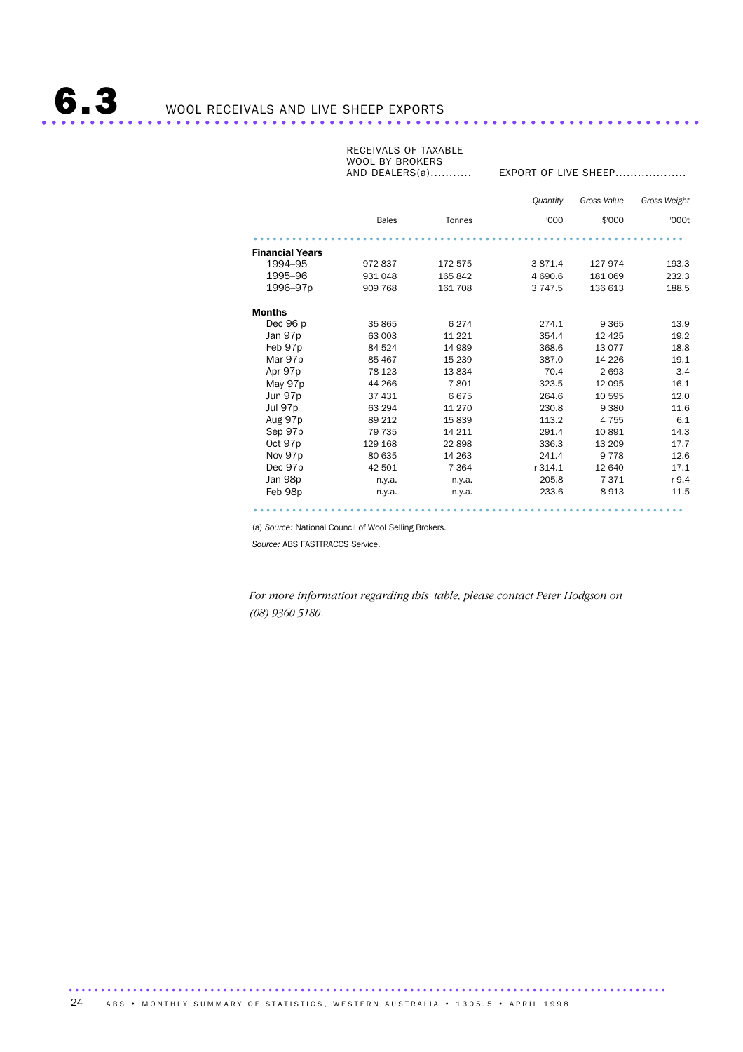# 6.3 WOOL RECEIVALS AND LIVE SHEEP EXPORTS

| | RECEIVALS OF TAXABLE WOOL BY BROKERS AND DEALERS(a)........... | | EXPORT OF LIVE SHEEP.................. | | |
|---|---|---|---|---|---|
| | | | *Quantity* | *Gross Value* | *Gross Weight* |
| | Bales | Tonnes | '000 | $'000 | '000t |
| **Financial Years** | | | | | |
| 1994–95 | 972 837 | 172 575 | 3 871.4 | 127 974 | 193.3 |
| 1995–96 | 931 048 | 165 842 | 4 690.6 | 181 069 | 232.3 |
| 1996–97p | 909 768 | 161 708 | 3 747.5 | 136 613 | 188.5 |
| **Months** | | | | | |
| Dec 96 p | 35 865 | 6 274 | 274.1 | 9 365 | 13.9 |
| Jan 97p | 63 003 | 11 221 | 354.4 | 12 425 | 19.2 |
| Feb 97p | 84 524 | 14 989 | 368.6 | 13 077 | 18.8 |
| Mar 97p | 85 467 | 15 239 | 387.0 | 14 226 | 19.1 |
| Apr 97p | 78 123 | 13 834 | 70.4 | 2 693 | 3.4 |
| May 97p | 44 266 | 7 801 | 323.5 | 12 095 | 16.1 |
| Jun 97p | 37 431 | 6 675 | 264.6 | 10 595 | 12.0 |
| Jul 97p | 63 294 | 11 270 | 230.8 | 9 380 | 11.6 |
| Aug 97p | 89 212 | 15 839 | 113.2 | 4 755 | 6.1 |
| Sep 97p | 79 735 | 14 211 | 291.4 | 10 891 | 14.3 |
| Oct 97p | 129 168 | 22 898 | 336.3 | 13 209 | 17.7 |
| Nov 97p | 80 635 | 14 263 | 241.4 | 9 778 | 12.6 |
| Dec 97p | 42 501 | 7 364 | r 314.1 | 12 640 | 17.1 |
| Jan 98p | n.y.a. | n.y.a. | 205.8 | 7 371 | r 9.4 |
| Feb 98p | n.y.a. | n.y.a. | 233.6 | 8 913 | 11.5 |

(a) *Source:* National Council of Wool Selling Brokers.

*Source:* ABS FASTTRACCS Service.

*For more information regarding this table, please contact Peter Hodgson on (08) 9360 5180.*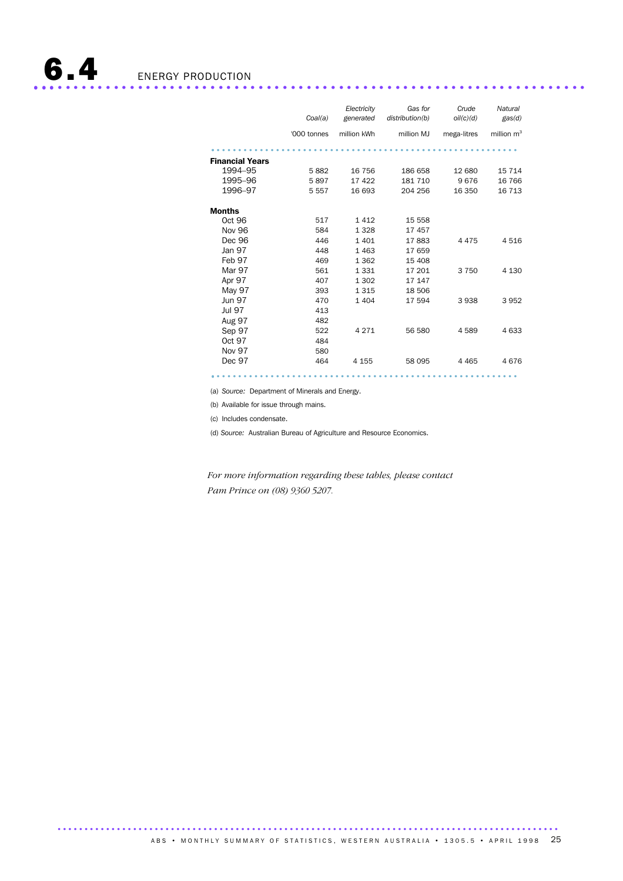# 6.4 ENERGY PRODUCTION

| | Coal(a) | Electricity generated | Gas for distribution(b) | Crude oil(c)(d) | Natural gas(d) |
|---|---|---|---|---|---|
| | '000 tonnes | million kWh | million MJ | mega-litres | million m$^3$ |
| **Financial Years** | | | | | |
| 1994–95 | 5 882 | 16 756 | 186 658 | 12 680 | 15 714 |
| 1995–96 | 5 897 | 17 422 | 181 710 | 9 676 | 16 766 |
| 1996–97 | 5 557 | 16 693 | 204 256 | 16 350 | 16 713 |
| **Months** | | | | | |
| Oct 96 | 517 | 1 412 | 15 558 | | |
| Nov 96 | 584 | 1 328 | 17 457 | | |
| Dec 96 | 446 | 1 401 | 17 883 | 4 475 | 4 516 |
| Jan 97 | 448 | 1 463 | 17 659 | | |
| Feb 97 | 469 | 1 362 | 15 408 | | |
| Mar 97 | 561 | 1 331 | 17 201 | 3 750 | 4 130 |
| Apr 97 | 407 | 1 302 | 17 147 | | |
| May 97 | 393 | 1 315 | 18 506 | | |
| Jun 97 | 470 | 1 404 | 17 594 | 3 938 | 3 952 |
| Jul 97 | 413 | | | | |
| Aug 97 | 482 | | | | |
| Sep 97 | 522 | 4 271 | 56 580 | 4 589 | 4 633 |
| Oct 97 | 484 | | | | |
| Nov 97 | 580 | | | | |
| Dec 97 | 464 | 4 155 | 58 095 | 4 465 | 4 676 |

(a) *Source:* Department of Minerals and Energy.

(b) Available for issue through mains.

(c) Includes condensate.

(d) *Source:* Australian Bureau of Agriculture and Resource Economics.

*For more information regarding these tables, please contact Pam Prince on (08) 9360 5207.*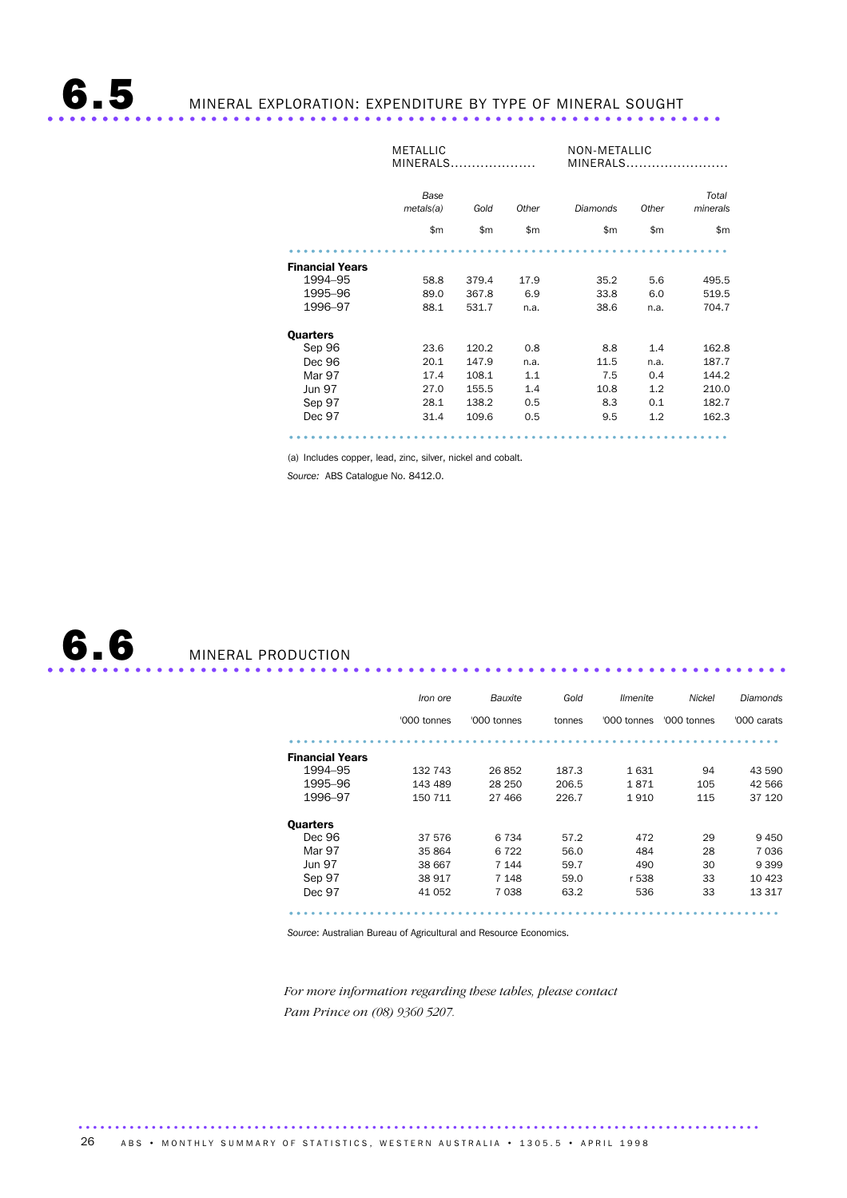## 6.5 MINERAL EXPLORATION: EXPENDITURE BY TYPE OF MINERAL SOUGHT

| | METALLIC MINERALS | | | NON-METALLIC MINERALS | | |
|---|---|---|---|---|---|---|
| | *Base metals(a)* | *Gold* | *Other* | *Diamonds* | *Other* | *Total minerals* |
| | $m | $m | $m | $m | $m | $m |
| **Financial Years** | | | | | | |
| 1994–95 | 58.8 | 379.4 | 17.9 | 35.2 | 5.6 | 495.5 |
| 1995–96 | 89.0 | 367.8 | 6.9 | 33.8 | 6.0 | 519.5 |
| 1996–97 | 88.1 | 531.7 | n.a. | 38.6 | n.a. | 704.7 |
| **Quarters** | | | | | | |
| Sep 96 | 23.6 | 120.2 | 0.8 | 8.8 | 1.4 | 162.8 |
| Dec 96 | 20.1 | 147.9 | n.a. | 11.5 | n.a. | 187.7 |
| Mar 97 | 17.4 | 108.1 | 1.1 | 7.5 | 0.4 | 144.2 |
| Jun 97 | 27.0 | 155.5 | 1.4 | 10.8 | 1.2 | 210.0 |
| Sep 97 | 28.1 | 138.2 | 0.5 | 8.3 | 0.1 | 182.7 |
| Dec 97 | 31.4 | 109.6 | 0.5 | 9.5 | 1.2 | 162.3 |

(a) Includes copper, lead, zinc, silver, nickel and cobalt.

*Source:* ABS Catalogue No. 8412.0.

## 6.6 MINERAL PRODUCTION

| | *Iron ore* | *Bauxite* | *Gold* | *Ilmenite* | *Nickel* | *Diamonds* |
|---|---|---|---|---|---|---|
| | '000 tonnes | '000 tonnes | tonnes | '000 tonnes | '000 tonnes | '000 carats |
| **Financial Years** | | | | | | |
| 1994–95 | 132 743 | 26 852 | 187.3 | 1 631 | 94 | 43 590 |
| 1995–96 | 143 489 | 28 250 | 206.5 | 1 871 | 105 | 42 566 |
| 1996–97 | 150 711 | 27 466 | 226.7 | 1 910 | 115 | 37 120 |
| **Quarters** | | | | | | |
| Dec 96 | 37 576 | 6 734 | 57.2 | 472 | 29 | 9 450 |
| Mar 97 | 35 864 | 6 722 | 56.0 | 484 | 28 | 7 036 |
| Jun 97 | 38 667 | 7 144 | 59.7 | 490 | 30 | 9 399 |
| Sep 97 | 38 917 | 7 148 | 59.0 | r 538 | 33 | 10 423 |
| Dec 97 | 41 052 | 7 038 | 63.2 | 536 | 33 | 13 317 |

*Source*: Australian Bureau of Agricultural and Resource Economics.

*For more information regarding these tables, please contact Pam Prince on (08) 9360 5207.*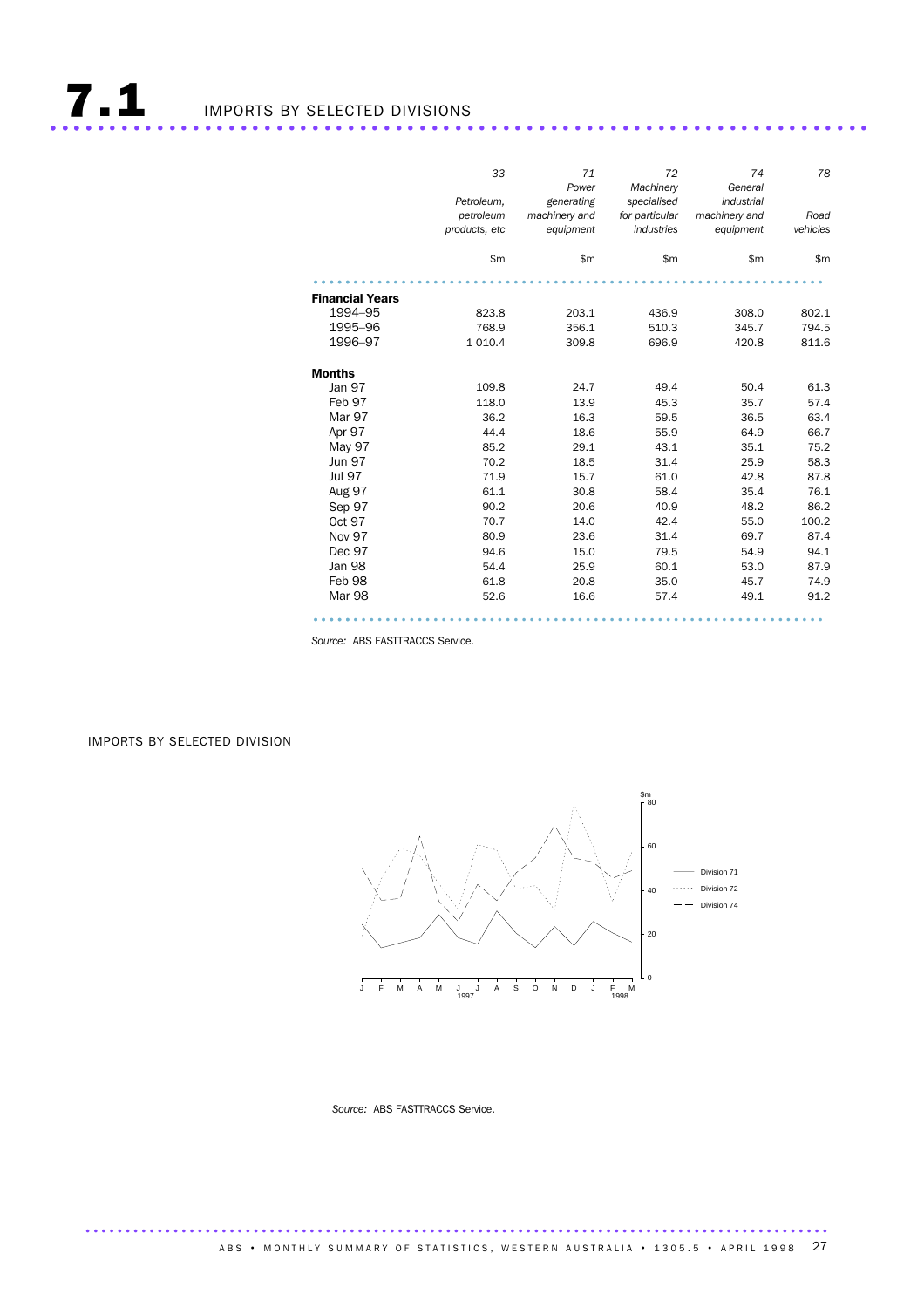# 7.1 IMPORTS BY SELECTED DIVISIONS

| | 33 Petroleum, petroleum products, etc | 71 Power generating machinery and equipment | 72 Machinery specialised for particular industries | 74 General industrial machinery and equipment | 78 Road vehicles |
|---|---|---|---|---|---|
| | $m | $m | $m | $m | $m |
| **Financial Years** | | | | | |
| 1994–95 | 823.8 | 203.1 | 436.9 | 308.0 | 802.1 |
| 1995–96 | 768.9 | 356.1 | 510.3 | 345.7 | 794.5 |
| 1996–97 | 1 010.4 | 309.8 | 696.9 | 420.8 | 811.6 |
| **Months** | | | | | |
| Jan 97 | 109.8 | 24.7 | 49.4 | 50.4 | 61.3 |
| Feb 97 | 118.0 | 13.9 | 45.3 | 35.7 | 57.4 |
| Mar 97 | 36.2 | 16.3 | 59.5 | 36.5 | 63.4 |
| Apr 97 | 44.4 | 18.6 | 55.9 | 64.9 | 66.7 |
| May 97 | 85.2 | 29.1 | 43.1 | 35.1 | 75.2 |
| Jun 97 | 70.2 | 18.5 | 31.4 | 25.9 | 58.3 |
| Jul 97 | 71.9 | 15.7 | 61.0 | 42.8 | 87.8 |
| Aug 97 | 61.1 | 30.8 | 58.4 | 35.4 | 76.1 |
| Sep 97 | 90.2 | 20.6 | 40.9 | 48.2 | 86.2 |
| Oct 97 | 70.7 | 14.0 | 42.4 | 55.0 | 100.2 |
| Nov 97 | 80.9 | 23.6 | 31.4 | 69.7 | 87.4 |
| Dec 97 | 94.6 | 15.0 | 79.5 | 54.9 | 94.1 |
| Jan 98 | 54.4 | 25.9 | 60.1 | 53.0 | 87.9 |
| Feb 98 | 61.8 | 20.8 | 35.0 | 45.7 | 74.9 |
| Mar 98 | 52.6 | 16.6 | 57.4 | 49.1 | 91.2 |

*Source:* ABS FASTTRACCS Service.

IMPORTS BY SELECTED DIVISION

$m
80
60
40
20
0

J F M A M J J A S O N D J F M
1997 1998

Division 71
Division 72
Division 74

*Source:* ABS FASTTRACCS Service.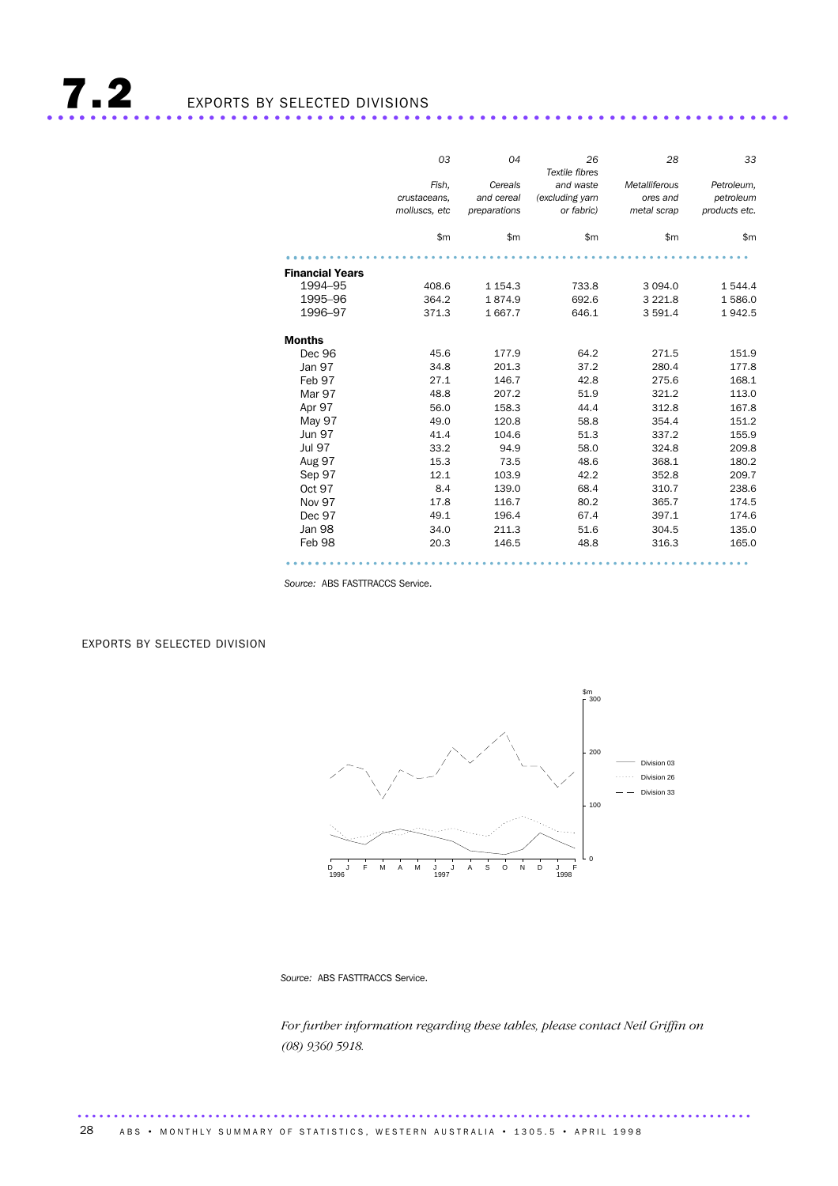# 7.2 EXPORTS BY SELECTED DIVISIONS

| | 03 Fish, crustaceans, molluscs, etc | 04 Cereals and cereal preparations | 26 Textile fibres and waste (excluding yarn or fabric) | 28 Metalliferous ores and metal scrap | 33 Petroleum, petroleum products etc. |
|---|---|---|---|---|---|
| | $m | $m | $m | $m | $m |
| **Financial Years** | | | | | |
| 1994–95 | 408.6 | 1 154.3 | 733.8 | 3 094.0 | 1 544.4 |
| 1995–96 | 364.2 | 1 874.9 | 692.6 | 3 221.8 | 1 586.0 |
| 1996–97 | 371.3 | 1 667.7 | 646.1 | 3 591.4 | 1 942.5 |
| **Months** | | | | | |
| Dec 96 | 45.6 | 177.9 | 64.2 | 271.5 | 151.9 |
| Jan 97 | 34.8 | 201.3 | 37.2 | 280.4 | 177.8 |
| Feb 97 | 27.1 | 146.7 | 42.8 | 275.6 | 168.1 |
| Mar 97 | 48.8 | 207.2 | 51.9 | 321.2 | 113.0 |
| Apr 97 | 56.0 | 158.3 | 44.4 | 312.8 | 167.8 |
| May 97 | 49.0 | 120.8 | 58.8 | 354.4 | 151.2 |
| Jun 97 | 41.4 | 104.6 | 51.3 | 337.2 | 155.9 |
| Jul 97 | 33.2 | 94.9 | 58.0 | 324.8 | 209.8 |
| Aug 97 | 15.3 | 73.5 | 48.6 | 368.1 | 180.2 |
| Sep 97 | 12.1 | 103.9 | 42.2 | 352.8 | 209.7 |
| Oct 97 | 8.4 | 139.0 | 68.4 | 310.7 | 238.6 |
| Nov 97 | 17.8 | 116.7 | 80.2 | 365.7 | 174.5 |
| Dec 97 | 49.1 | 196.4 | 67.4 | 397.1 | 174.6 |
| Jan 98 | 34.0 | 211.3 | 51.6 | 304.5 | 135.0 |
| Feb 98 | 20.3 | 146.5 | 48.8 | 316.3 | 165.0 |

*Source:* ABS FASTTRACCS Service.

EXPORTS BY SELECTED DIVISION

$m
300
200
100
0
D J F M A M J J A S O N D J F
1996 1997 1998
Division 03
Division 26
Division 33

*Source:* ABS FASTTRACCS Service.

*For further information regarding these tables, please contact Neil Griffin on (08) 9360 5918.*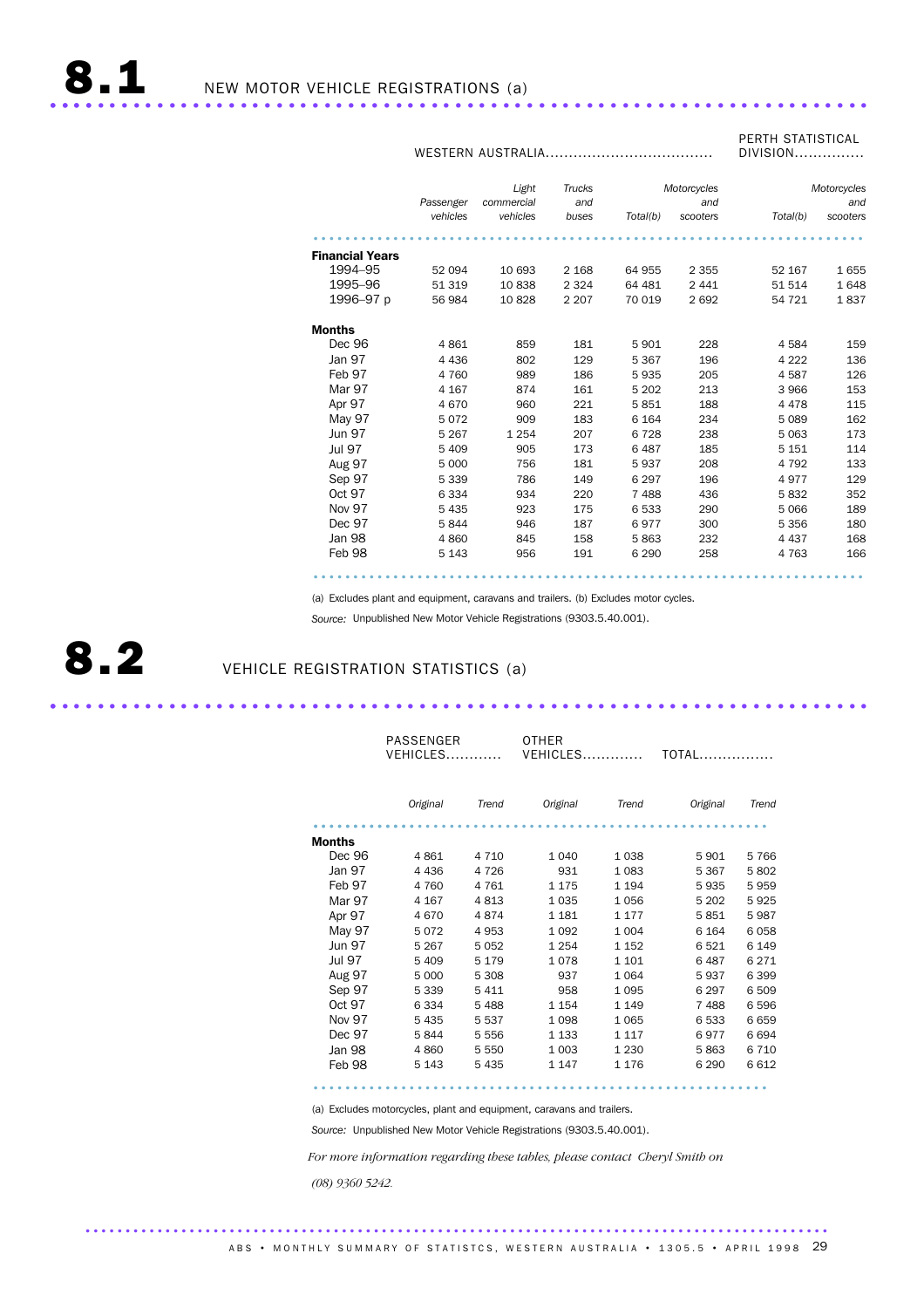# 8.1 NEW MOTOR VEHICLE REGISTRATIONS (a)

| | WESTERN AUSTRALIA | | | | | PERTH STATISTICAL DIVISION | |
|---|---|---|---|---|---|---|---|
| | *Passenger vehicles* | *Light commercial vehicles* | *Trucks and buses* | *Total(b)* | *Motorcycles and scooters* | *Total(b)* | *Motorcycles and scooters* |
| **Financial Years** | | | | | | | |
| 1994–95 | 52 094 | 10 693 | 2 168 | 64 955 | 2 355 | 52 167 | 1 655 |
| 1995–96 | 51 319 | 10 838 | 2 324 | 64 481 | 2 441 | 51 514 | 1 648 |
| 1996–97 p | 56 984 | 10 828 | 2 207 | 70 019 | 2 692 | 54 721 | 1 837 |
| **Months** | | | | | | | |
| Dec 96 | 4 861 | 859 | 181 | 5 901 | 228 | 4 584 | 159 |
| Jan 97 | 4 436 | 802 | 129 | 5 367 | 196 | 4 222 | 136 |
| Feb 97 | 4 760 | 989 | 186 | 5 935 | 205 | 4 587 | 126 |
| Mar 97 | 4 167 | 874 | 161 | 5 202 | 213 | 3 966 | 153 |
| Apr 97 | 4 670 | 960 | 221 | 5 851 | 188 | 4 478 | 115 |
| May 97 | 5 072 | 909 | 183 | 6 164 | 234 | 5 089 | 162 |
| Jun 97 | 5 267 | 1 254 | 207 | 6 728 | 238 | 5 063 | 173 |
| Jul 97 | 5 409 | 905 | 173 | 6 487 | 185 | 5 151 | 114 |
| Aug 97 | 5 000 | 756 | 181 | 5 937 | 208 | 4 792 | 133 |
| Sep 97 | 5 339 | 786 | 149 | 6 297 | 196 | 4 977 | 129 |
| Oct 97 | 6 334 | 934 | 220 | 7 488 | 436 | 5 832 | 352 |
| Nov 97 | 5 435 | 923 | 175 | 6 533 | 290 | 5 066 | 189 |
| Dec 97 | 5 844 | 946 | 187 | 6 977 | 300 | 5 356 | 180 |
| Jan 98 | 4 860 | 845 | 158 | 5 863 | 232 | 4 437 | 168 |
| Feb 98 | 5 143 | 956 | 191 | 6 290 | 258 | 4 763 | 166 |

(a) Excludes plant and equipment, caravans and trailers. (b) Excludes motor cycles.

*Source:* Unpublished New Motor Vehicle Registrations (9303.5.40.001).

# 8.2 VEHICLE REGISTRATION STATISTICS (a)

| | PASSENGER VEHICLES | | OTHER VEHICLES | | TOTAL | |
|---|---|---|---|---|---|---|
| | *Original* | *Trend* | *Original* | *Trend* | *Original* | *Trend* |
| **Months** | | | | | | |
| Dec 96 | 4 861 | 4 710 | 1 040 | 1 038 | 5 901 | 5 766 |
| Jan 97 | 4 436 | 4 726 | 931 | 1 083 | 5 367 | 5 802 |
| Feb 97 | 4 760 | 4 761 | 1 175 | 1 194 | 5 935 | 5 959 |
| Mar 97 | 4 167 | 4 813 | 1 035 | 1 056 | 5 202 | 5 925 |
| Apr 97 | 4 670 | 4 874 | 1 181 | 1 177 | 5 851 | 5 987 |
| May 97 | 5 072 | 4 953 | 1 092 | 1 004 | 6 164 | 6 058 |
| Jun 97 | 5 267 | 5 052 | 1 254 | 1 152 | 6 521 | 6 149 |
| Jul 97 | 5 409 | 5 179 | 1 078 | 1 101 | 6 487 | 6 271 |
| Aug 97 | 5 000 | 5 308 | 937 | 1 064 | 5 937 | 6 399 |
| Sep 97 | 5 339 | 5 411 | 958 | 1 095 | 6 297 | 6 509 |
| Oct 97 | 6 334 | 5 488 | 1 154 | 1 149 | 7 488 | 6 596 |
| Nov 97 | 5 435 | 5 537 | 1 098 | 1 065 | 6 533 | 6 659 |
| Dec 97 | 5 844 | 5 556 | 1 133 | 1 117 | 6 977 | 6 694 |
| Jan 98 | 4 860 | 5 550 | 1 003 | 1 230 | 5 863 | 6 710 |
| Feb 98 | 5 143 | 5 435 | 1 147 | 1 176 | 6 290 | 6 612 |

(a) Excludes motorcycles, plant and equipment, caravans and trailers.

*Source:* Unpublished New Motor Vehicle Registrations (9303.5.40.001).

*For more information regarding these tables, please contact Cheryl Smith on (08) 9360 5242.*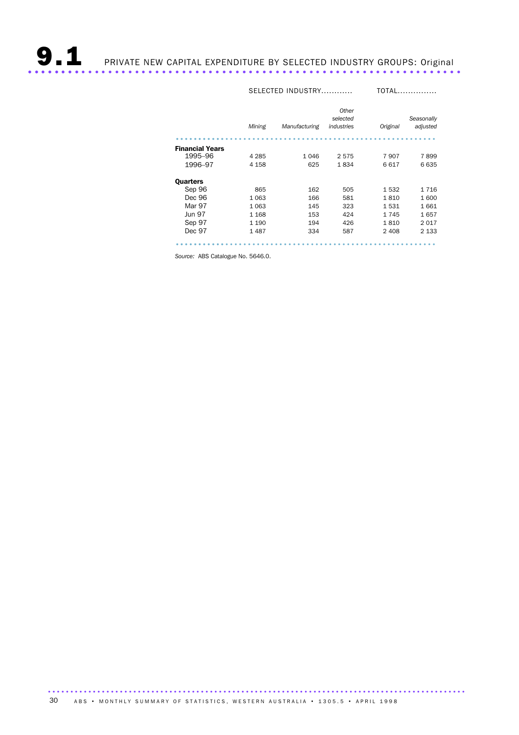# 9.1 PRIVATE NEW CAPITAL EXPENDITURE BY SELECTED INDUSTRY GROUPS: Original

| | SELECTED INDUSTRY............ | | | TOTAL............... | |
|---|---|---|---|---|---|
| | *Mining* | *Manufacturing* | *Other selected industries* | *Original* | *Seasonally adjusted* |
| **Financial Years** | | | | | |
| 1995–96 | 4 285 | 1 046 | 2 575 | 7 907 | 7 899 |
| 1996–97 | 4 158 | 625 | 1 834 | 6 617 | 6 635 |
| **Quarters** | | | | | |
| Sep 96 | 865 | 162 | 505 | 1 532 | 1 716 |
| Dec 96 | 1 063 | 166 | 581 | 1 810 | 1 600 |
| Mar 97 | 1 063 | 145 | 323 | 1 531 | 1 661 |
| Jun 97 | 1 168 | 153 | 424 | 1 745 | 1 657 |
| Sep 97 | 1 190 | 194 | 426 | 1 810 | 2 017 |
| Dec 97 | 1 487 | 334 | 587 | 2 408 | 2 133 |

*Source:* ABS Catalogue No. 5646.0.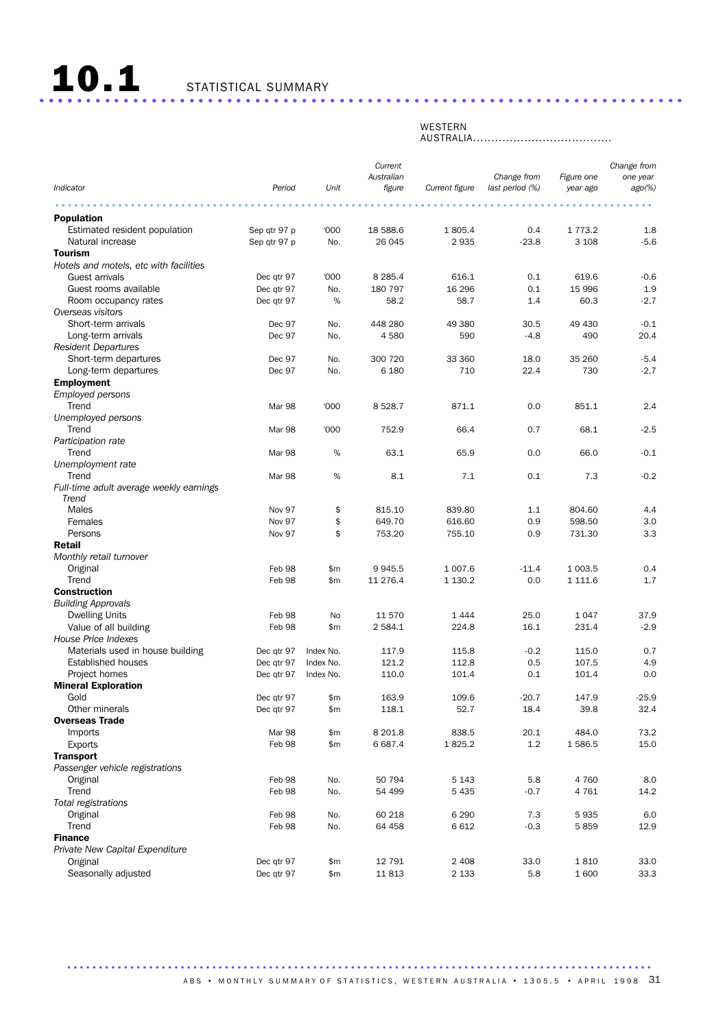# 10.1 STATISTICAL SUMMARY

| Indicator | Period | Unit | Current Australian figure | WESTERN AUSTRALIA Current figure | Change from last period (%) | Figure one year ago | Change from one year ago(%) |
|---|---|---|---|---|---|---|---|
| **Population** | | | | | | | |
| Estimated resident population | Sep qtr 97 p | '000 | 18 588.6 | 1 805.4 | 0.4 | 1 773.2 | 1.8 |
| Natural increase | Sep qtr 97 p | No. | 26 045 | 2 935 | -23.8 | 3 108 | -5.6 |
| **Tourism** | | | | | | | |
| *Hotels and motels, etc with facilities* | | | | | | | |
| Guest arrivals | Dec qtr 97 | '000 | 8 285.4 | 616.1 | 0.1 | 619.6 | -0.6 |
| Guest rooms available | Dec qtr 97 | No. | 180 797 | 16 296 | 0.1 | 15 996 | 1.9 |
| Room occupancy rates | Dec qtr 97 | % | 58.2 | 58.7 | 1.4 | 60.3 | -2.7 |
| *Overseas visitors* | | | | | | | |
| Short-term arrivals | Dec 97 | No. | 448 280 | 49 380 | 30.5 | 49 430 | -0.1 |
| Long-term arrivals | Dec 97 | No. | 4 580 | 590 | -4.8 | 490 | 20.4 |
| *Resident Departures* | | | | | | | |
| Short-term departures | Dec 97 | No. | 300 720 | 33 360 | 18.0 | 35 260 | -5.4 |
| Long-term departures | Dec 97 | No. | 6 180 | 710 | 22.4 | 730 | -2.7 |
| **Employment** | | | | | | | |
| *Employed persons* | | | | | | | |
| Trend | Mar 98 | '000 | 8 528.7 | 871.1 | 0.0 | 851.1 | 2.4 |
| *Unemployed persons* | | | | | | | |
| Trend | Mar 98 | '000 | 752.9 | 66.4 | 0.7 | 68.1 | -2.5 |
| *Participation rate* | | | | | | | |
| Trend | Mar 98 | % | 63.1 | 65.9 | 0.0 | 66.0 | -0.1 |
| *Unemployment rate* | | | | | | | |
| Trend | Mar 98 | % | 8.1 | 7.1 | 0.1 | 7.3 | -0.2 |
| *Full-time adult average weekly earnings* | | | | | | | |
| *Trend* | | | | | | | |
| Males | Nov 97 | $ | 815.10 | 839.80 | 1.1 | 804.60 | 4.4 |
| Females | Nov 97 | $ | 649.70 | 616.60 | 0.9 | 598.50 | 3.0 |
| Persons | Nov 97 | $ | 753.20 | 755.10 | 0.9 | 731.30 | 3.3 |
| **Retail** | | | | | | | |
| *Monthly retail turnover* | | | | | | | |
| Original | Feb 98 | $m | 9 945.5 | 1 007.6 | -11.4 | 1 003.5 | 0.4 |
| Trend | Feb 98 | $m | 11 276.4 | 1 130.2 | 0.0 | 1 111.6 | 1.7 |
| **Construction** | | | | | | | |
| *Building Approvals* | | | | | | | |
| Dwelling Units | Feb 98 | No | 11 570 | 1 444 | 25.0 | 1 047 | 37.9 |
| Value of all building | Feb 98 | $m | 2 584.1 | 224.8 | 16.1 | 231.4 | -2.9 |
| *House Price Indexes* | | | | | | | |
| Materials used in house building | Dec qtr 97 | Index No. | 117.9 | 115.8 | -0.2 | 115.0 | 0.7 |
| Established houses | Dec qtr 97 | Index No. | 121.2 | 112.8 | 0.5 | 107.5 | 4.9 |
| Project homes | Dec qtr 97 | Index No. | 110.0 | 101.4 | 0.1 | 101.4 | 0.0 |
| **Mineral Exploration** | | | | | | | |
| Gold | Dec qtr 97 | $m | 163.9 | 109.6 | -20.7 | 147.9 | -25.9 |
| Other minerals | Dec qtr 97 | $m | 118.1 | 52.7 | 18.4 | 39.8 | 32.4 |
| **Overseas Trade** | | | | | | | |
| Imports | Mar 98 | $m | 8 201.8 | 838.5 | 20.1 | 484.0 | 73.2 |
| Exports | Feb 98 | $m | 6 687.4 | 1 825.2 | 1.2 | 1 586.5 | 15.0 |
| **Transport** | | | | | | | |
| *Passenger vehicle registrations* | | | | | | | |
| Original | Feb 98 | No. | 50 794 | 5 143 | 5.8 | 4 760 | 8.0 |
| Trend | Feb 98 | No. | 54 499 | 5 435 | -0.7 | 4 761 | 14.2 |
| *Total registrations* | | | | | | | |
| Original | Feb 98 | No. | 60 218 | 6 290 | 7.3 | 5 935 | 6.0 |
| Trend | Feb 98 | No. | 64 458 | 6 612 | -0.3 | 5 859 | 12.9 |
| **Finance** | | | | | | | |
| *Private New Capital Expenditure* | | | | | | | |
| Original | Dec qtr 97 | $m | 12 791 | 2 408 | 33.0 | 1 810 | 33.0 |
| Seasonally adjusted | Dec qtr 97 | $m | 11 813 | 2 133 | 5.8 | 1 600 | 33.3 |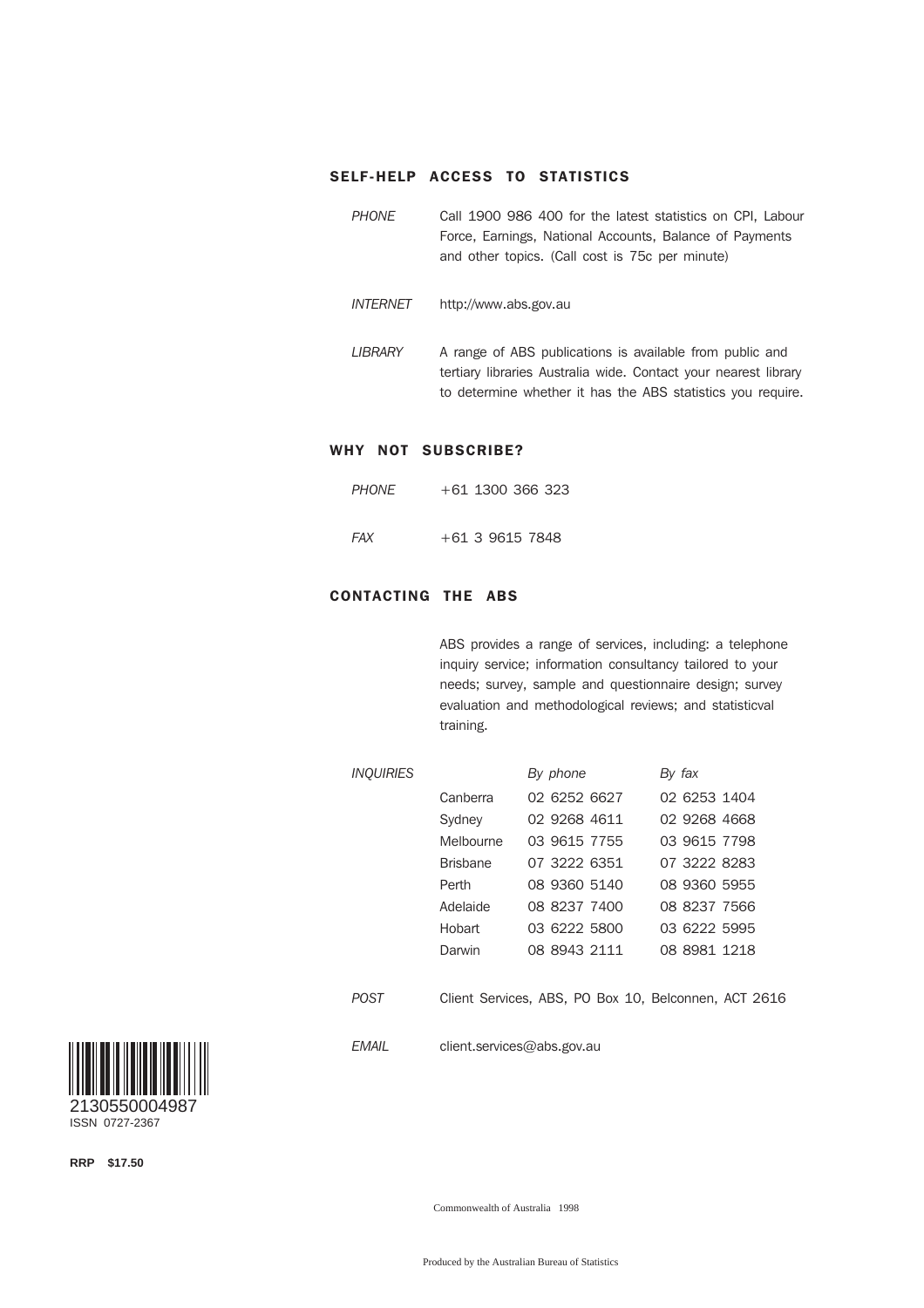## SELF-HELP ACCESS TO STATISTICS

*PHONE* Call 1900 986 400 for the latest statistics on CPI, Labour Force, Earnings, National Accounts, Balance of Payments and other topics. (Call cost is 75c per minute)

*INTERNET* http://www.abs.gov.au

*LIBRARY* A range of ABS publications is available from public and tertiary libraries Australia wide. Contact your nearest library to determine whether it has the ABS statistics you require.

## WHY NOT SUBSCRIBE?

*PHONE* +61 1300 366 323

*FAX* +61 3 9615 7848

## CONTACTING THE ABS

ABS provides a range of services, including: a telephone inquiry service; information consultancy tailored to your needs; survey, sample and questionnaire design; survey evaluation and methodological reviews; and statisticval training.

*INQUIRIES*

| | *By phone* | *By fax* |
|---|---|---|
| Canberra | 02 6252 6627 | 02 6253 1404 |
| Sydney | 02 9268 4611 | 02 9268 4668 |
| Melbourne | 03 9615 7755 | 03 9615 7798 |
| Brisbane | 07 3222 6351 | 07 3222 8283 |
| Perth | 08 9360 5140 | 08 9360 5955 |
| Adelaide | 08 8237 7400 | 08 8237 7566 |
| Hobart | 03 6222 5800 | 03 6222 5995 |
| Darwin | 08 8943 2111 | 08 8981 1218 |

*POST* Client Services, ABS, PO Box 10, Belconnen, ACT 2616

*EMAIL* client.services@abs.gov.au

2130550004987
ISSN 0727-2367

**RRP $17.50**

Commonwealth of Australia 1998

Produced by the Australian Bureau of Statistics